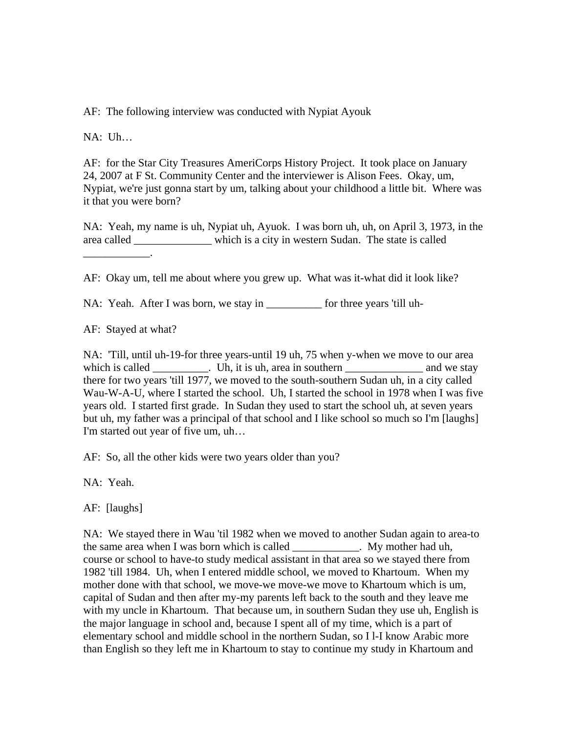AF:  The following interview was conducted with Nypiat Ayouk

NA:  Uh…

AF:  for the Star City Treasures AmeriCorps History Project.  It took place on January 24, 2007 at F St. Community Center and the interviewer is Alison Fees.  Okay, um, Nypiat, we're just gonna start by um, talking about your childhood a little bit.  Where was it that you were born?

NA:  Yeah, my name is uh, Nypiat uh, Ayuok.  I was born uh, uh, on April 3, 1973, in the area called ______________ which is a city in western Sudan.  The state is called ____________.

AF:  Okay um, tell me about where you grew up.  What was it-what did it look like?

NA:  Yeah.  After I was born, we stay in __________ for three years 'till uh-

AF:  Stayed at what?

NA:  'Till, until uh-19-for three years-until 19 uh, 75 when y-when we move to our area which is called __________.  Uh, it is uh, area in southern ______________ and we stay there for two years 'till 1977, we moved to the south-southern Sudan uh, in a city called Wau-W-A-U, where I started the school.  Uh, I started the school in 1978 when I was five years old.  I started first grade.  In Sudan they used to start the school uh, at seven years but uh, my father was a principal of that school and I like school so much so I'm [laughs] I'm started out year of five um, uh…

AF:  So, all the other kids were two years older than you?

NA:  Yeah.

AF:  [laughs]

NA:  We stayed there in Wau 'til 1982 when we moved to another Sudan again to area-to the same area when I was born which is called ____________.  My mother had uh, course or school to have-to study medical assistant in that area so we stayed there from 1982 'till 1984.  Uh, when I entered middle school, we moved to Khartoum.  When my mother done with that school, we move-we move-we move to Khartoum which is um, capital of Sudan and then after my-my parents left back to the south and they leave me with my uncle in Khartoum.  That because um, in southern Sudan they use uh, English is the major language in school and, because I spent all of my time, which is a part of elementary school and middle school in the northern Sudan, so I l-I know Arabic more than English so they left me in Khartoum to stay to continue my study in Khartoum and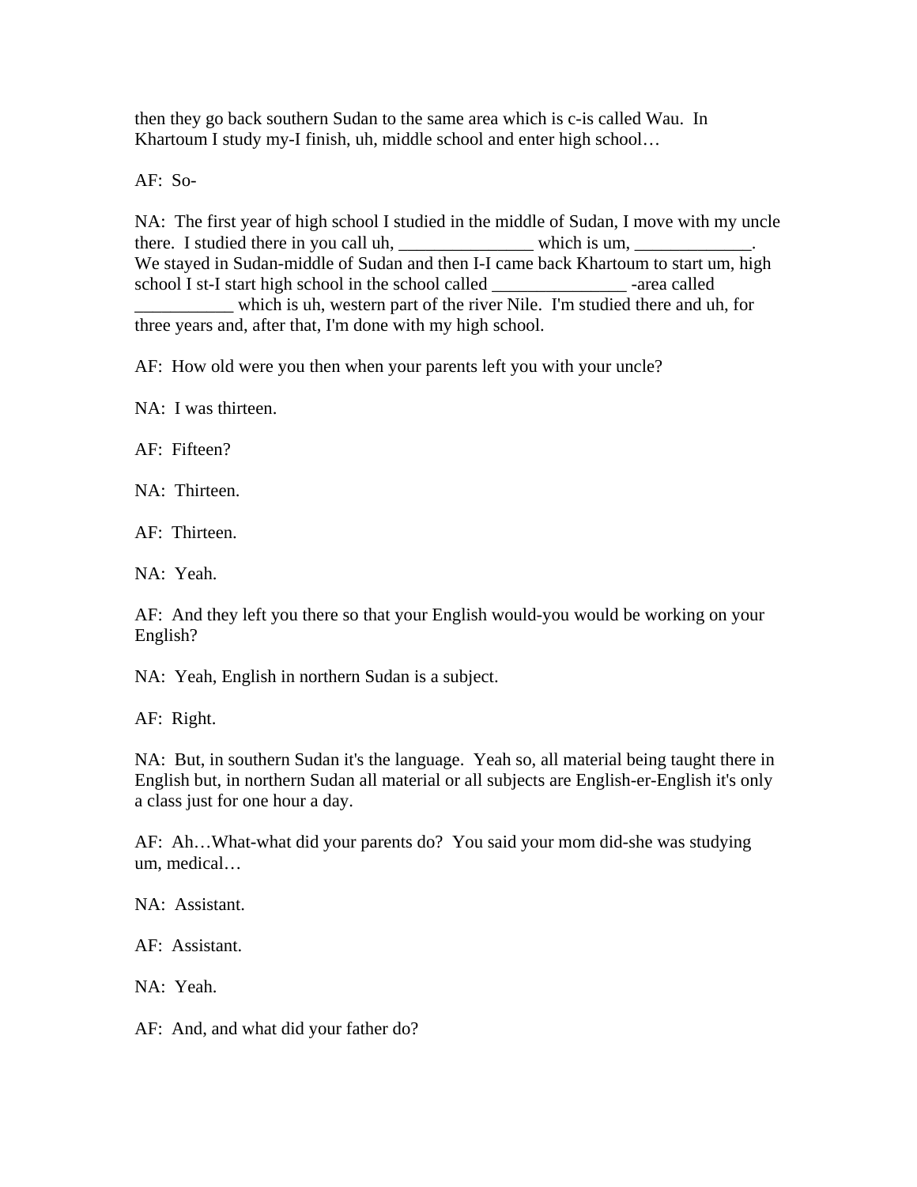then they go back southern Sudan to the same area which is c-is called Wau. In Khartoum I study my-I finish, uh, middle school and enter high school…

AF: So-

NA: The first year of high school I studied in the middle of Sudan, I move with my uncle there. I studied there in you call uh, _______________ which is um, _____________. We stayed in Sudan-middle of Sudan and then I-I came back Khartoum to start um, high school I st-I start high school in the school called _______________ -area called ___________ which is uh, western part of the river Nile. I'm studied there and uh, for three years and, after that, I'm done with my high school.

AF: How old were you then when your parents left you with your uncle?

NA: I was thirteen.

AF: Fifteen?

NA: Thirteen.

AF: Thirteen.

NA: Yeah.

AF: And they left you there so that your English would-you would be working on your English?

NA: Yeah, English in northern Sudan is a subject.

AF: Right.

NA: But, in southern Sudan it's the language. Yeah so, all material being taught there in English but, in northern Sudan all material or all subjects are English-er-English it's only a class just for one hour a day.

AF: Ah…What-what did your parents do? You said your mom did-she was studying um, medical…

NA: Assistant.

AF: Assistant.

NA: Yeah.

AF: And, and what did your father do?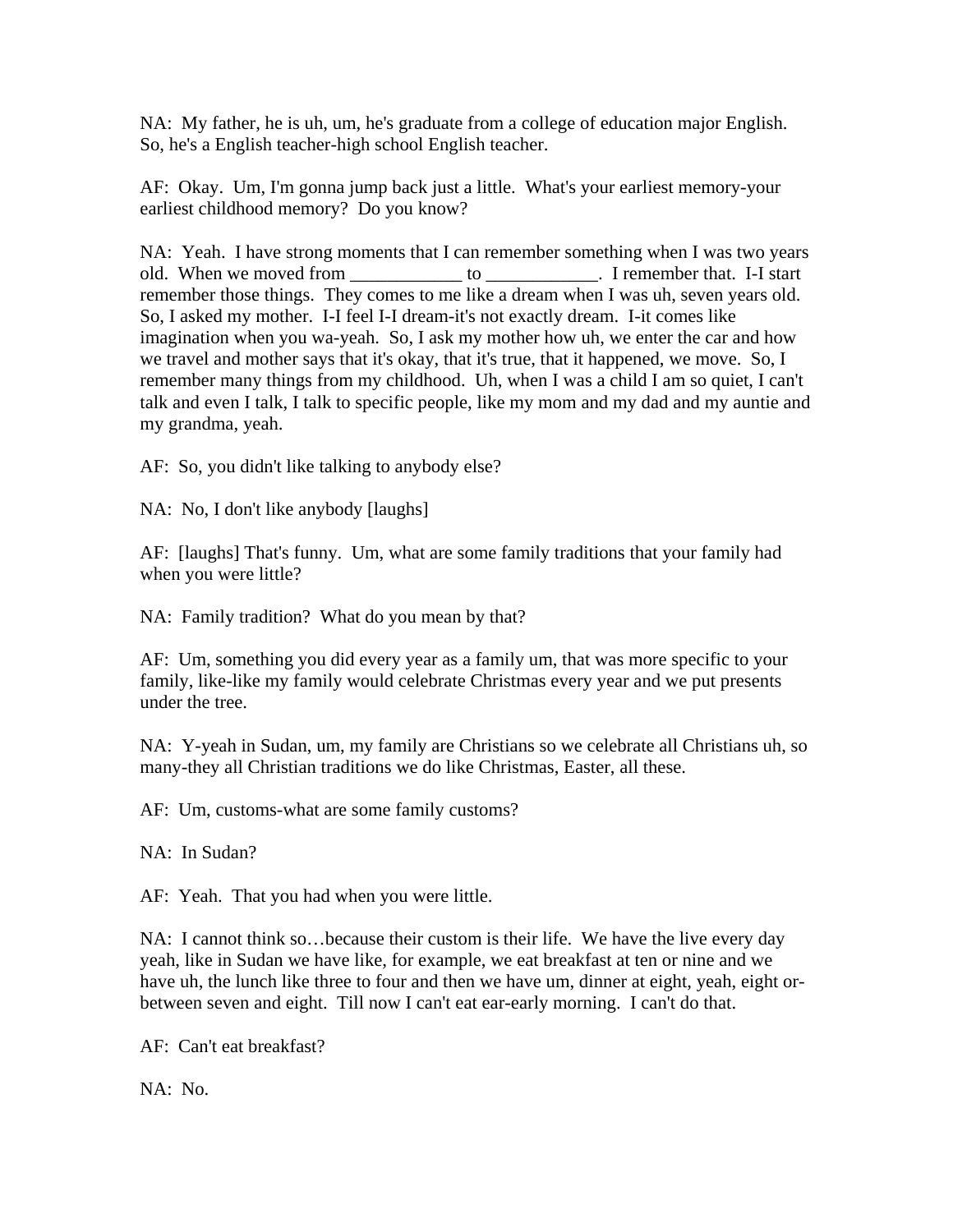NA: My father, he is uh, um, he's graduate from a college of education major English. So, he's a English teacher-high school English teacher.

AF: Okay. Um, I'm gonna jump back just a little. What's your earliest memory-your earliest childhood memory? Do you know?

NA: Yeah. I have strong moments that I can remember something when I was two years old. When we moved from ____________ to ____________. I remember that. I-I start remember those things. They comes to me like a dream when I was uh, seven years old. So, I asked my mother. I-I feel I-I dream-it's not exactly dream. I-it comes like imagination when you wa-yeah. So, I ask my mother how uh, we enter the car and how we travel and mother says that it's okay, that it's true, that it happened, we move. So, I remember many things from my childhood. Uh, when I was a child I am so quiet, I can't talk and even I talk, I talk to specific people, like my mom and my dad and my auntie and my grandma, yeah.

AF: So, you didn't like talking to anybody else?

NA: No, I don't like anybody [laughs]

AF: [laughs] That's funny. Um, what are some family traditions that your family had when you were little?

NA: Family tradition? What do you mean by that?

AF: Um, something you did every year as a family um, that was more specific to your family, like-like my family would celebrate Christmas every year and we put presents under the tree.

NA: Y-yeah in Sudan, um, my family are Christians so we celebrate all Christians uh, so many-they all Christian traditions we do like Christmas, Easter, all these.

AF: Um, customs-what are some family customs?

NA: In Sudan?

AF: Yeah. That you had when you were little.

NA: I cannot think so…because their custom is their life. We have the live every day yeah, like in Sudan we have like, for example, we eat breakfast at ten or nine and we have uh, the lunch like three to four and then we have um, dinner at eight, yeah, eight or-between seven and eight. Till now I can't eat ear-early morning. I can't do that.

AF: Can't eat breakfast?

NA: No.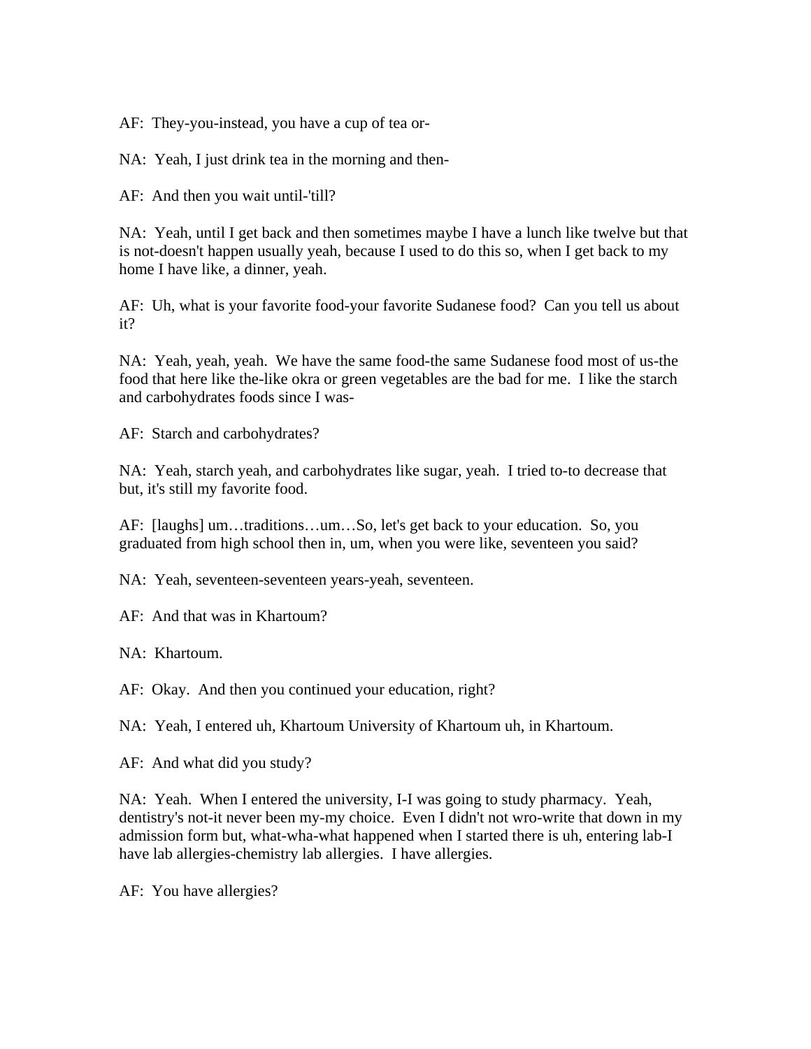AF: They-you-instead, you have a cup of tea or-

NA: Yeah, I just drink tea in the morning and then-

AF: And then you wait until-'till?

NA: Yeah, until I get back and then sometimes maybe I have a lunch like twelve but that is not-doesn't happen usually yeah, because I used to do this so, when I get back to my home I have like, a dinner, yeah.

AF: Uh, what is your favorite food-your favorite Sudanese food? Can you tell us about it?

NA: Yeah, yeah, yeah. We have the same food-the same Sudanese food most of us-the food that here like the-like okra or green vegetables are the bad for me. I like the starch and carbohydrates foods since I was-

AF: Starch and carbohydrates?

NA: Yeah, starch yeah, and carbohydrates like sugar, yeah. I tried to-to decrease that but, it's still my favorite food.

AF: [laughs] um…traditions…um…So, let's get back to your education. So, you graduated from high school then in, um, when you were like, seventeen you said?

NA: Yeah, seventeen-seventeen years-yeah, seventeen.

AF: And that was in Khartoum?

NA: Khartoum.

AF: Okay. And then you continued your education, right?

NA: Yeah, I entered uh, Khartoum University of Khartoum uh, in Khartoum.

AF: And what did you study?

NA: Yeah. When I entered the university, I-I was going to study pharmacy. Yeah, dentistry's not-it never been my-my choice. Even I didn't not wro-write that down in my admission form but, what-wha-what happened when I started there is uh, entering lab-I have lab allergies-chemistry lab allergies. I have allergies.

AF: You have allergies?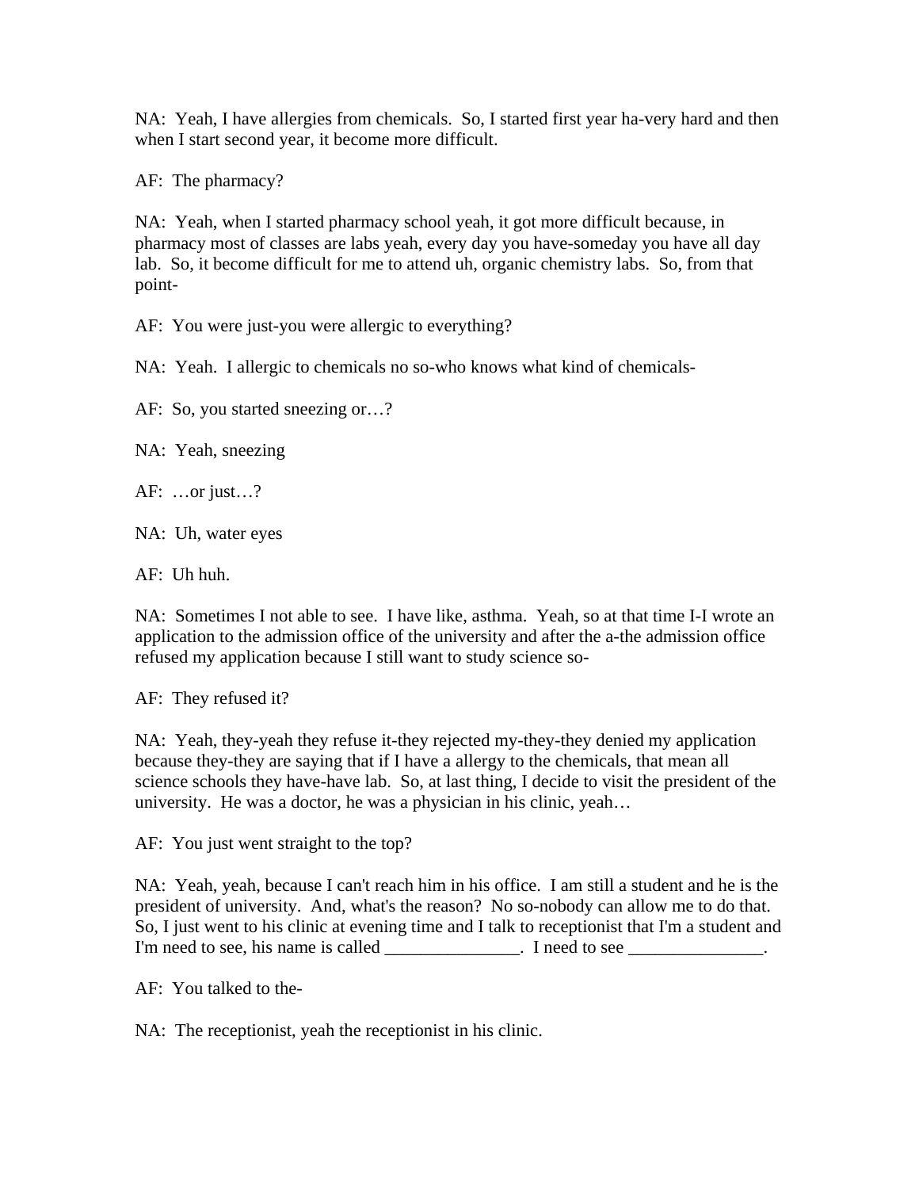NA:  Yeah, I have allergies from chemicals.  So, I started first year ha-very hard and then when I start second year, it become more difficult.

AF:  The pharmacy?

NA:  Yeah, when I started pharmacy school yeah, it got more difficult because, in pharmacy most of classes are labs yeah, every day you have-someday you have all day lab.  So, it become difficult for me to attend uh, organic chemistry labs.  So, from that point-

AF:  You were just-you were allergic to everything?

NA:  Yeah.  I allergic to chemicals no so-who knows what kind of chemicals-

AF:  So, you started sneezing or…?

NA:  Yeah, sneezing

AF:  …or just…?

NA:  Uh, water eyes

AF:  Uh huh.

NA:  Sometimes I not able to see.  I have like, asthma.  Yeah, so at that time I-I wrote an application to the admission office of the university and after the a-the admission office refused my application because I still want to study science so-

AF:  They refused it?

NA:  Yeah, they-yeah they refuse it-they rejected my-they-they denied my application because they-they are saying that if I have a allergy to the chemicals, that mean all science schools they have-have lab.  So, at last thing, I decide to visit the president of the university.  He was a doctor, he was a physician in his clinic, yeah…

AF:  You just went straight to the top?

NA:  Yeah, yeah, because I can't reach him in his office.  I am still a student and he is the president of university.  And, what's the reason?  No so-nobody can allow me to do that.  So, I just went to his clinic at evening time and I talk to receptionist that I'm a student and I'm need to see, his name is called _______________.  I need to see _______________.

AF:  You talked to the-

NA:  The receptionist, yeah the receptionist in his clinic.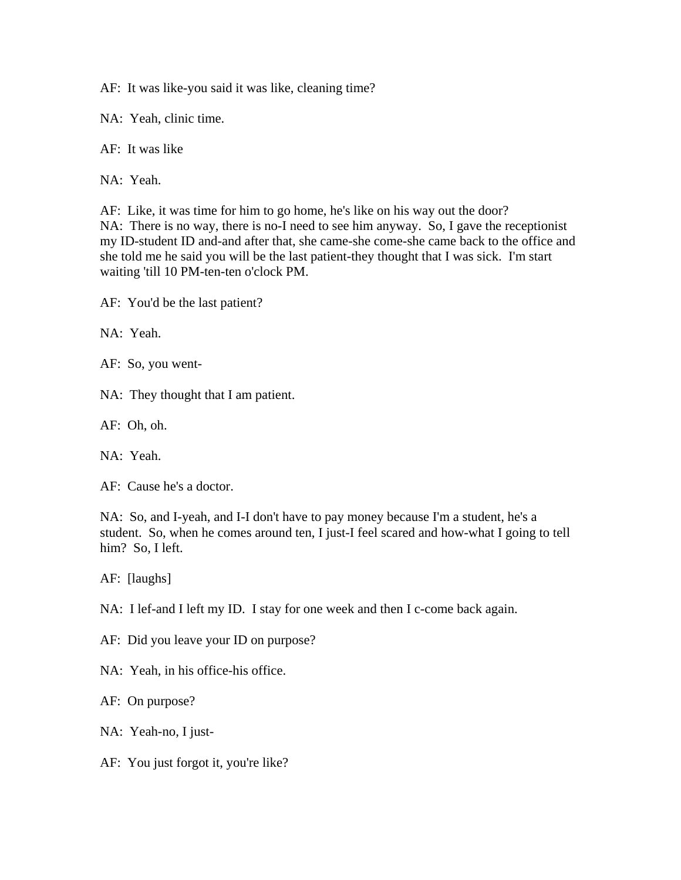AF: It was like-you said it was like, cleaning time?

NA: Yeah, clinic time.

AF: It was like

NA: Yeah.

AF: Like, it was time for him to go home, he's like on his way out the door?
NA: There is no way, there is no-I need to see him anyway. So, I gave the receptionist my ID-student ID and-and after that, she came-she come-she came back to the office and she told me he said you will be the last patient-they thought that I was sick. I'm start waiting 'till 10 PM-ten-ten o'clock PM.

AF: You'd be the last patient?

NA: Yeah.

AF: So, you went-

NA: They thought that I am patient.

AF: Oh, oh.

NA: Yeah.

AF: Cause he's a doctor.

NA: So, and I-yeah, and I-I don't have to pay money because I'm a student, he's a student. So, when he comes around ten, I just-I feel scared and how-what I going to tell him? So, I left.

AF: [laughs]

NA: I lef-and I left my ID. I stay for one week and then I c-come back again.

AF: Did you leave your ID on purpose?

NA: Yeah, in his office-his office.

AF: On purpose?

NA: Yeah-no, I just-

AF: You just forgot it, you're like?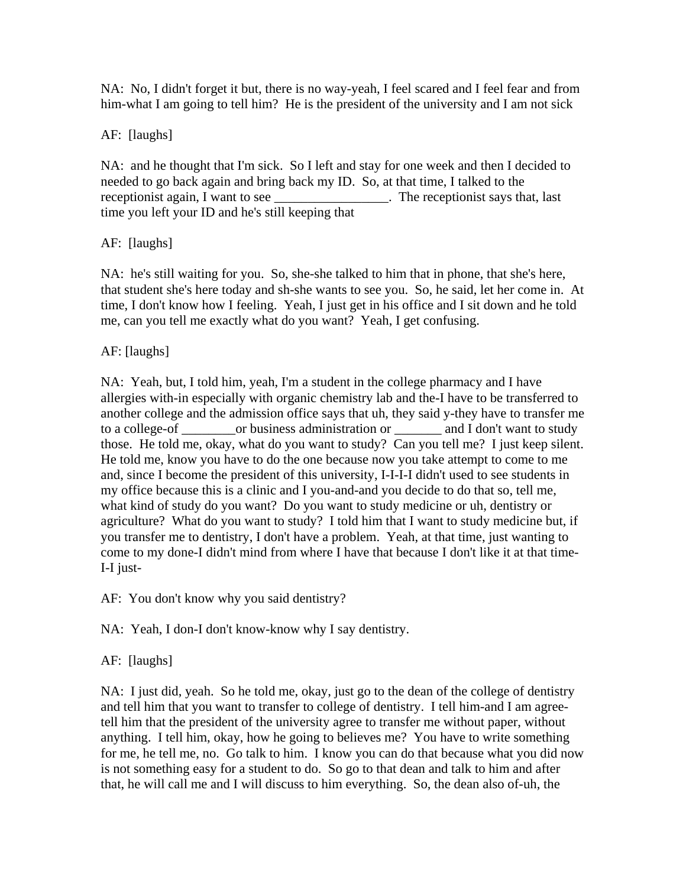NA:  No, I didn't forget it but, there is no way-yeah, I feel scared and I feel fear and from him-what I am going to tell him?  He is the president of the university and I am not sick

AF:  [laughs]

NA:  and he thought that I'm sick.  So I left and stay for one week and then I decided to needed to go back again and bring back my ID.  So, at that time, I talked to the receptionist again, I want to see _________________.  The receptionist says that, last time you left your ID and he's still keeping that

AF:  [laughs]

NA:  he's still waiting for you.  So, she-she talked to him that in phone, that she's here, that student she's here today and sh-she wants to see you.  So, he said, let her come in.  At time, I don't know how I feeling.  Yeah, I just get in his office and I sit down and he told me, can you tell me exactly what do you want?  Yeah, I get confusing.

AF: [laughs]

NA:  Yeah, but, I told him, yeah, I'm a student in the college pharmacy and I have allergies with-in especially with organic chemistry lab and the-I have to be transferred to another college and the admission office says that uh, they said y-they have to transfer me to a college-of ________or business administration or _______ and I don't want to study those.  He told me, okay, what do you want to study?  Can you tell me?  I just keep silent.  He told me, know you have to do the one because now you take attempt to come to me and, since I become the president of this university, I-I-I-I didn't used to see students in my office because this is a clinic and I you-and-and you decide to do that so, tell me, what kind of study do you want?  Do you want to study medicine or uh, dentistry or agriculture?  What do you want to study?  I told him that I want to study medicine but, if you transfer me to dentistry, I don't have a problem.  Yeah, at that time, just wanting to come to my done-I didn't mind from where I have that because I don't like it at that time-I-I just-

AF:  You don't know why you said dentistry?

NA:  Yeah, I don-I don't know-know why I say dentistry.

AF:  [laughs]

NA:  I just did, yeah.  So he told me, okay, just go to the dean of the college of dentistry and tell him that you want to transfer to college of dentistry.  I tell him-and I am agree-tell him that the president of the university agree to transfer me without paper, without anything.  I tell him, okay, how he going to believes me?  You have to write something for me, he tell me, no.  Go talk to him.  I know you can do that because what you did now is not something easy for a student to do.  So go to that dean and talk to him and after that, he will call me and I will discuss to him everything.  So, the dean also of-uh, the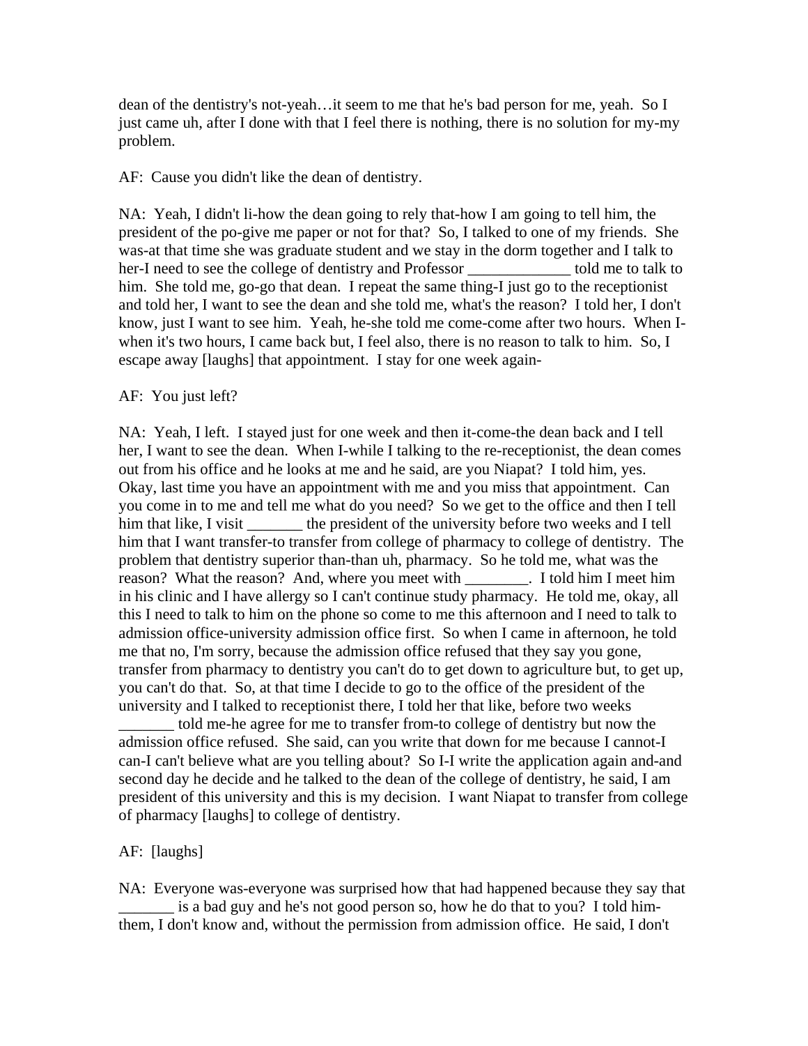dean of the dentistry's not-yeah…it seem to me that he's bad person for me, yeah. So I just came uh, after I done with that I feel there is nothing, there is no solution for my-my problem.

AF: Cause you didn't like the dean of dentistry.

NA: Yeah, I didn't li-how the dean going to rely that-how I am going to tell him, the president of the po-give me paper or not for that? So, I talked to one of my friends. She was-at that time she was graduate student and we stay in the dorm together and I talk to her-I need to see the college of dentistry and Professor _____________ told me to talk to him. She told me, go-go that dean. I repeat the same thing-I just go to the receptionist and told her, I want to see the dean and she told me, what's the reason? I told her, I don't know, just I want to see him. Yeah, he-she told me come-come after two hours. When I-when it's two hours, I came back but, I feel also, there is no reason to talk to him. So, I escape away [laughs] that appointment. I stay for one week again-

AF: You just left?

NA: Yeah, I left. I stayed just for one week and then it-come-the dean back and I tell her, I want to see the dean. When I-while I talking to the re-receptionist, the dean comes out from his office and he looks at me and he said, are you Niapat? I told him, yes. Okay, last time you have an appointment with me and you miss that appointment. Can you come in to me and tell me what do you need? So we get to the office and then I tell him that like, I visit _______ the president of the university before two weeks and I tell him that I want transfer-to transfer from college of pharmacy to college of dentistry. The problem that dentistry superior than-than uh, pharmacy. So he told me, what was the reason? What the reason? And, where you meet with ________. I told him I meet him in his clinic and I have allergy so I can't continue study pharmacy. He told me, okay, all this I need to talk to him on the phone so come to me this afternoon and I need to talk to admission office-university admission office first. So when I came in afternoon, he told me that no, I'm sorry, because the admission office refused that they say you gone, transfer from pharmacy to dentistry you can't do to get down to agriculture but, to get up, you can't do that. So, at that time I decide to go to the office of the president of the university and I talked to receptionist there, I told her that like, before two weeks _______ told me-he agree for me to transfer from-to college of dentistry but now the admission office refused. She said, can you write that down for me because I cannot-I can-I can't believe what are you telling about? So I-I write the application again and-and second day he decide and he talked to the dean of the college of dentistry, he said, I am president of this university and this is my decision. I want Niapat to transfer from college of pharmacy [laughs] to college of dentistry.

AF: [laughs]

NA: Everyone was-everyone was surprised how that had happened because they say that _______ is a bad guy and he's not good person so, how he do that to you? I told him-them, I don't know and, without the permission from admission office. He said, I don't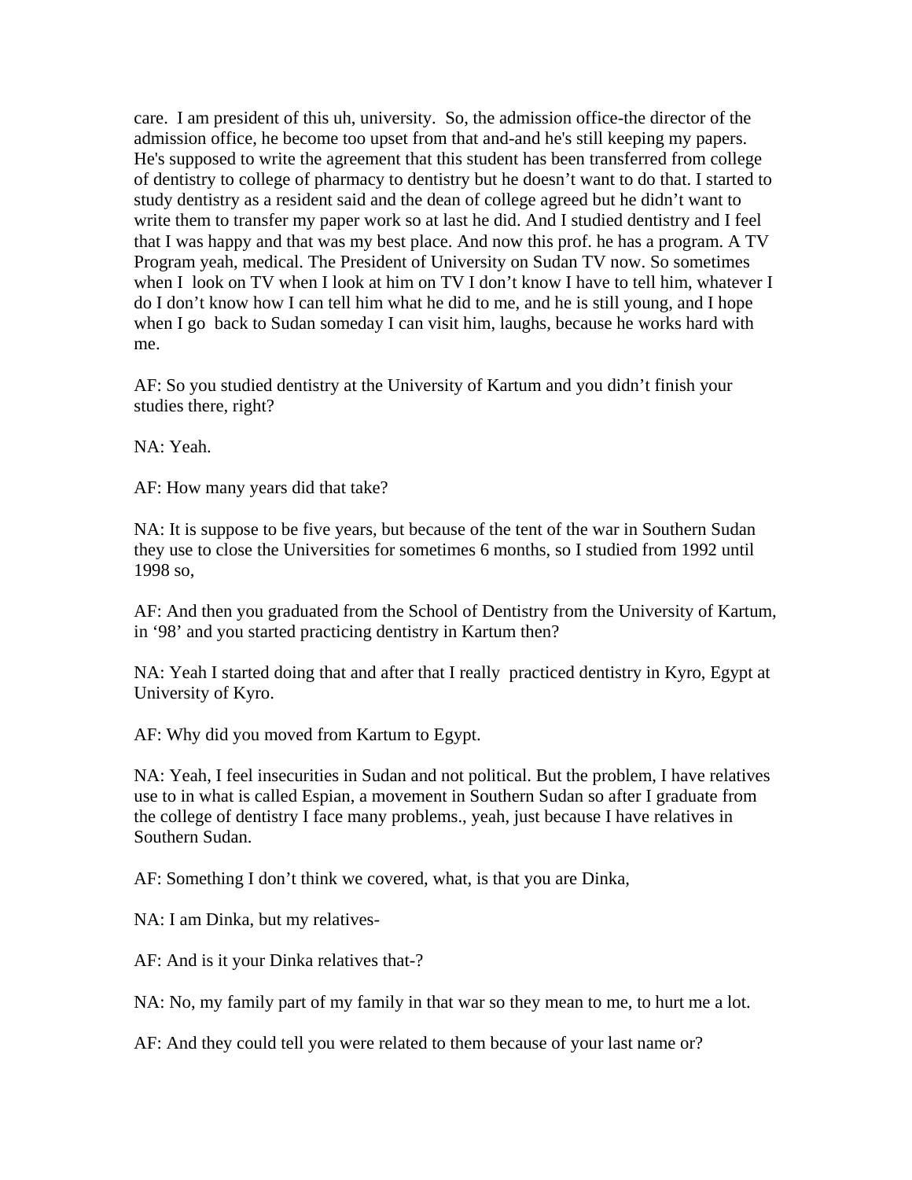care. I am president of this uh, university. So, the admission office-the director of the admission office, he become too upset from that and-and he's still keeping my papers. He's supposed to write the agreement that this student has been transferred from college of dentistry to college of pharmacy to dentistry but he doesn't want to do that. I started to study dentistry as a resident said and the dean of college agreed but he didn't want to write them to transfer my paper work so at last he did. And I studied dentistry and I feel that I was happy and that was my best place. And now this prof. he has a program. A TV Program yeah, medical. The President of University on Sudan TV now. So sometimes when I look on TV when I look at him on TV I don't know I have to tell him, whatever I do I don't know how I can tell him what he did to me, and he is still young, and I hope when I go back to Sudan someday I can visit him, laughs, because he works hard with me.

AF: So you studied dentistry at the University of Kartum and you didn't finish your studies there, right?

NA: Yeah.

AF: How many years did that take?

NA: It is suppose to be five years, but because of the tent of the war in Southern Sudan they use to close the Universities for sometimes 6 months, so I studied from 1992 until 1998 so,

AF: And then you graduated from the School of Dentistry from the University of Kartum, in '98' and you started practicing dentistry in Kartum then?

NA: Yeah I started doing that and after that I really practiced dentistry in Kyro, Egypt at University of Kyro.

AF: Why did you moved from Kartum to Egypt.

NA: Yeah, I feel insecurities in Sudan and not political. But the problem, I have relatives use to in what is called Espian, a movement in Southern Sudan so after I graduate from the college of dentistry I face many problems., yeah, just because I have relatives in Southern Sudan.

AF: Something I don't think we covered, what, is that you are Dinka,

NA: I am Dinka, but my relatives-

AF: And is it your Dinka relatives that-?

NA: No, my family part of my family in that war so they mean to me, to hurt me a lot.

AF: And they could tell you were related to them because of your last name or?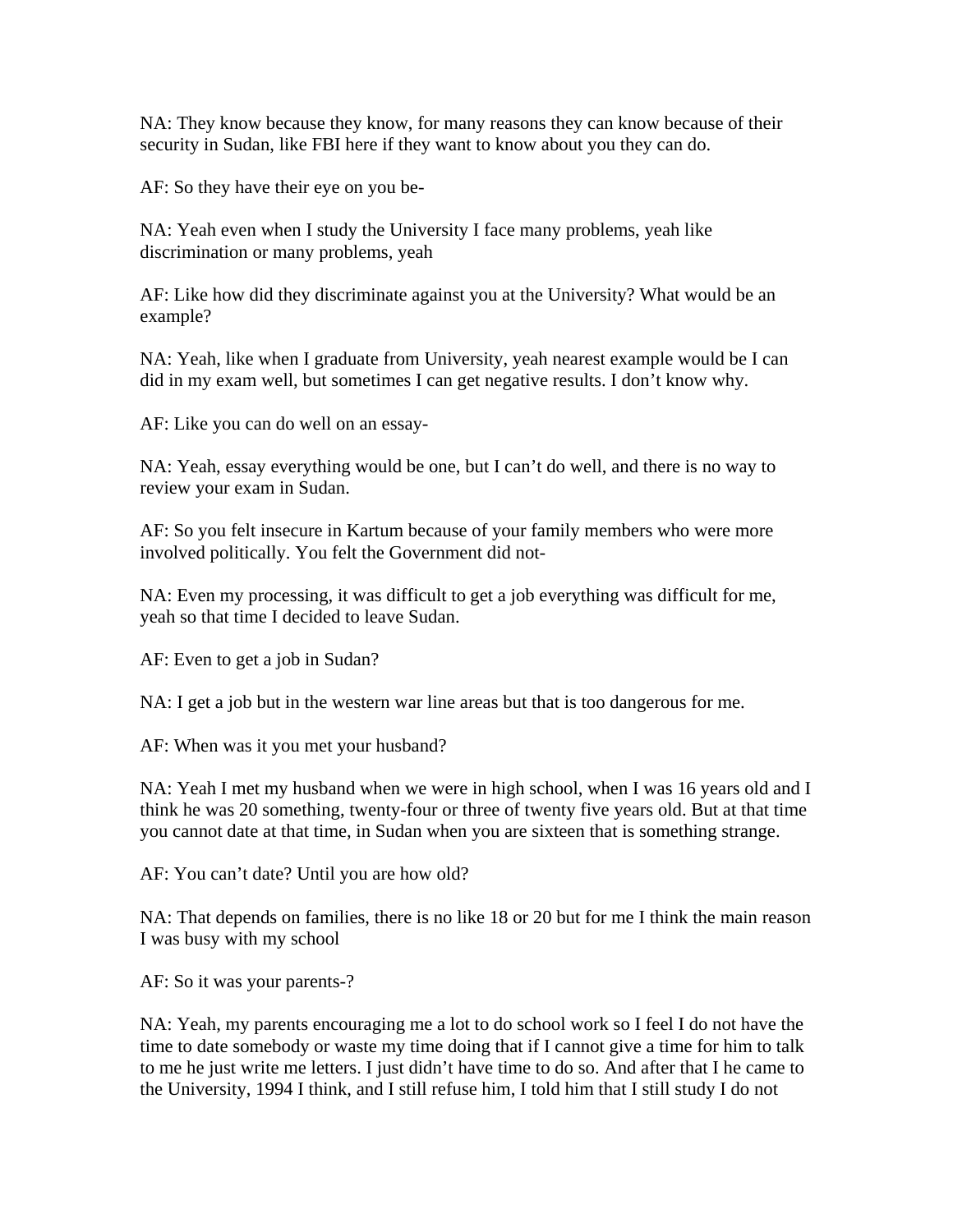NA: They know because they know, for many reasons they can know because of their security in Sudan, like FBI here if they want to know about you they can do.

AF: So they have their eye on you be-

NA: Yeah even when I study the University I face many problems, yeah like discrimination or many problems, yeah

AF: Like how did they discriminate against you at the University? What would be an example?

NA: Yeah, like when I graduate from University, yeah nearest example would be I can did in my exam well, but sometimes I can get negative results. I don't know why.

AF: Like you can do well on an essay-

NA: Yeah, essay everything would be one, but I can't do well, and there is no way to review your exam in Sudan.

AF: So you felt insecure in Kartum because of your family members who were more involved politically. You felt the Government did not-

NA: Even my processing, it was difficult to get a job everything was difficult for me, yeah so that time I decided to leave Sudan.

AF: Even to get a job in Sudan?

NA: I get a job but in the western war line areas but that is too dangerous for me.

AF: When was it you met your husband?

NA: Yeah I met my husband when we were in high school, when I was 16 years old and I think he was 20 something, twenty-four or three of twenty five years old. But at that time you cannot date at that time, in Sudan when you are sixteen that is something strange.

AF: You can't date? Until you are how old?

NA: That depends on families, there is no like 18 or 20 but for me I think the main reason I was busy with my school

AF: So it was your parents-?

NA: Yeah, my parents encouraging me a lot to do school work so I feel I do not have the time to date somebody or waste my time doing that if I cannot give a time for him to talk to me he just write me letters. I just didn't have time to do so. And after that I he came to the University, 1994 I think, and I still refuse him, I told him that I still study I do not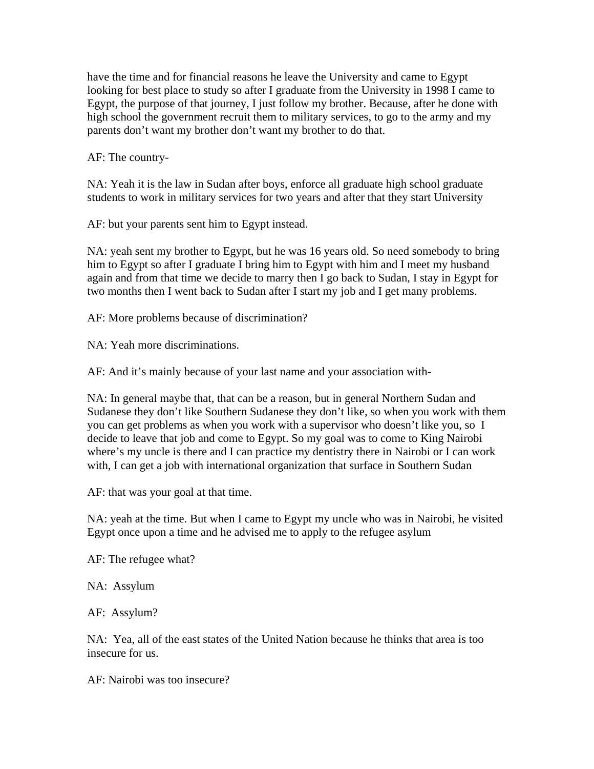have the time and for financial reasons he leave the University and came to Egypt looking for best place to study so after I graduate from the University in 1998 I came to Egypt, the purpose of that journey, I just follow my brother. Because, after he done with high school the government recruit them to military services, to go to the army and my parents don't want my brother don't want my brother to do that.

AF: The country-

NA: Yeah it is the law in Sudan after boys, enforce all graduate high school graduate students to work in military services for two years and after that they start University

AF: but your parents sent him to Egypt instead.

NA: yeah sent my brother to Egypt, but he was 16 years old. So need somebody to bring him to Egypt so after I graduate I bring him to Egypt with him and I meet my husband again and from that time we decide to marry then I go back to Sudan, I stay in Egypt for two months then I went back to Sudan after I start my job and I get many problems.

AF: More problems because of discrimination?

NA: Yeah more discriminations.

AF: And it's mainly because of your last name and your association with-

NA: In general maybe that, that can be a reason, but in general Northern Sudan and Sudanese they don't like Southern Sudanese they don't like, so when you work with them you can get problems as when you work with a supervisor who doesn't like you, so I decide to leave that job and come to Egypt. So my goal was to come to King Nairobi where's my uncle is there and I can practice my dentistry there in Nairobi or I can work with, I can get a job with international organization that surface in Southern Sudan

AF: that was your goal at that time.

NA: yeah at the time. But when I came to Egypt my uncle who was in Nairobi, he visited Egypt once upon a time and he advised me to apply to the refugee asylum

AF: The refugee what?

NA: Assylum

AF: Assylum?

NA: Yea, all of the east states of the United Nation because he thinks that area is too insecure for us.

AF: Nairobi was too insecure?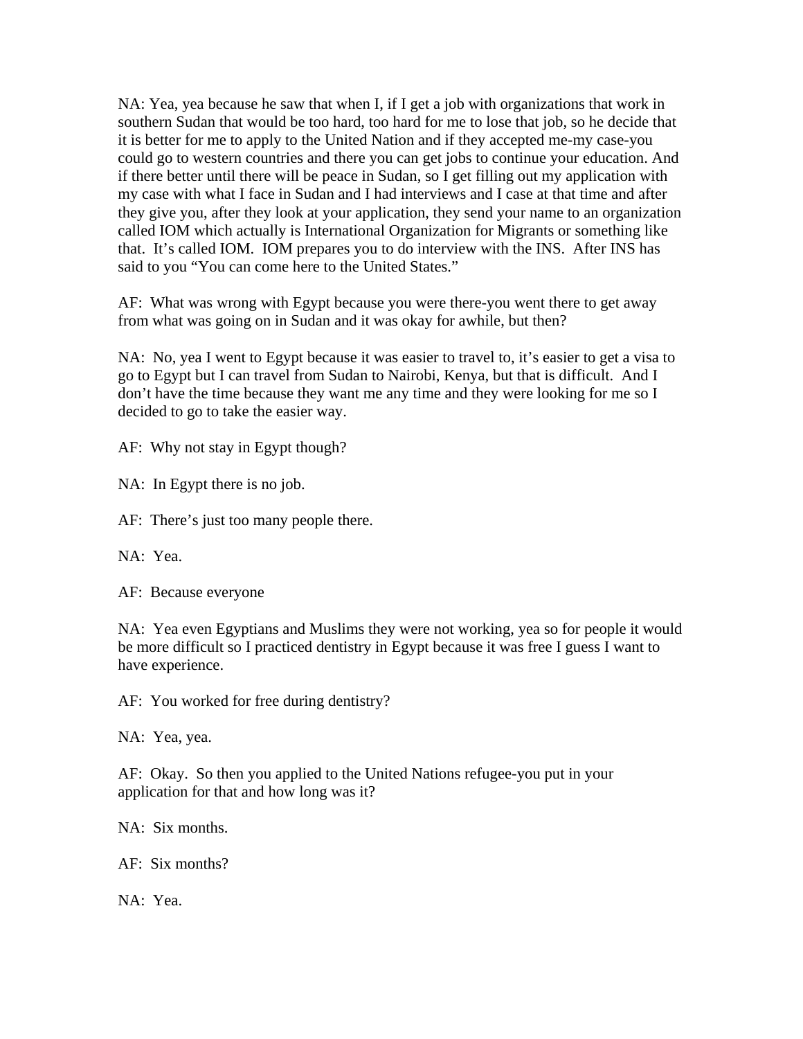NA: Yea, yea because he saw that when I, if I get a job with organizations that work in southern Sudan that would be too hard, too hard for me to lose that job, so he decide that it is better for me to apply to the United Nation and if they accepted me-my case-you could go to western countries and there you can get jobs to continue your education. And if there better until there will be peace in Sudan, so I get filling out my application with my case with what I face in Sudan and I had interviews and I case at that time and after they give you, after they look at your application, they send your name to an organization called IOM which actually is International Organization for Migrants or something like that. It's called IOM. IOM prepares you to do interview with the INS. After INS has said to you "You can come here to the United States."

AF: What was wrong with Egypt because you were there-you went there to get away from what was going on in Sudan and it was okay for awhile, but then?

NA: No, yea I went to Egypt because it was easier to travel to, it's easier to get a visa to go to Egypt but I can travel from Sudan to Nairobi, Kenya, but that is difficult. And I don't have the time because they want me any time and they were looking for me so I decided to go to take the easier way.

AF: Why not stay in Egypt though?

NA: In Egypt there is no job.

AF: There's just too many people there.

NA: Yea.

AF: Because everyone

NA: Yea even Egyptians and Muslims they were not working, yea so for people it would be more difficult so I practiced dentistry in Egypt because it was free I guess I want to have experience.

AF: You worked for free during dentistry?

NA: Yea, yea.

AF: Okay. So then you applied to the United Nations refugee-you put in your application for that and how long was it?

NA: Six months.

AF: Six months?

NA: Yea.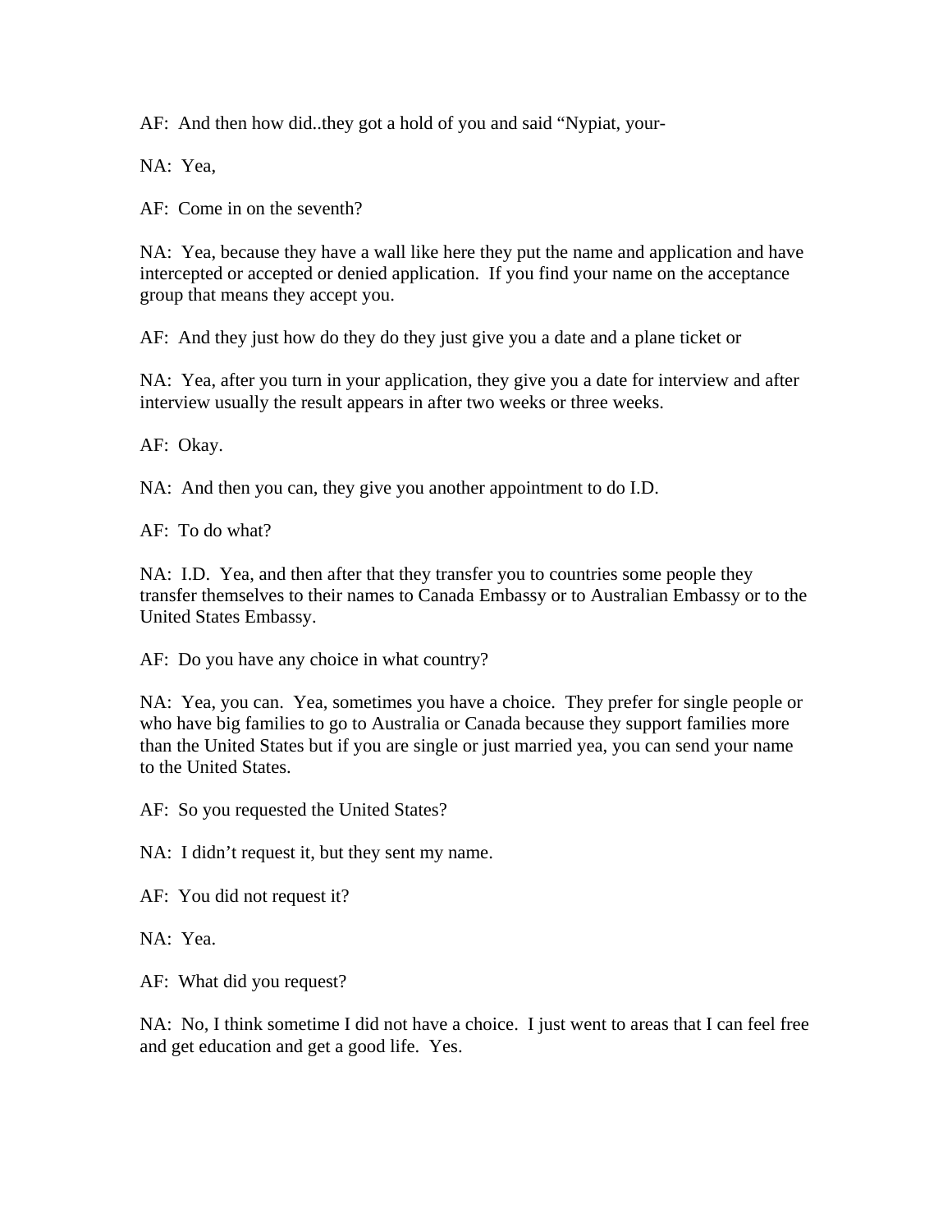AF:  And then how did..they got a hold of you and said "Nypiat, your-

NA:  Yea,

AF:  Come in on the seventh?

NA:  Yea, because they have a wall like here they put the name and application and have intercepted or accepted or denied application.  If you find your name on the acceptance group that means they accept you.

AF:  And they just how do they do they just give you a date and a plane ticket or

NA:  Yea, after you turn in your application, they give you a date for interview and after interview usually the result appears in after two weeks or three weeks.

AF:  Okay.

NA:  And then you can, they give you another appointment to do I.D.

AF:  To do what?

NA:  I.D.  Yea, and then after that they transfer you to countries some people they transfer themselves to their names to Canada Embassy or to Australian Embassy or to the United States Embassy.

AF:  Do you have any choice in what country?

NA:  Yea, you can.  Yea, sometimes you have a choice.  They prefer for single people or who have big families to go to Australia or Canada because they support families more than the United States but if you are single or just married yea, you can send your name to the United States.

AF:  So you requested the United States?

NA:  I didn't request it, but they sent my name.

AF:  You did not request it?

NA:  Yea.

AF:  What did you request?

NA:  No, I think sometime I did not have a choice.  I just went to areas that I can feel free and get education and get a good life.  Yes.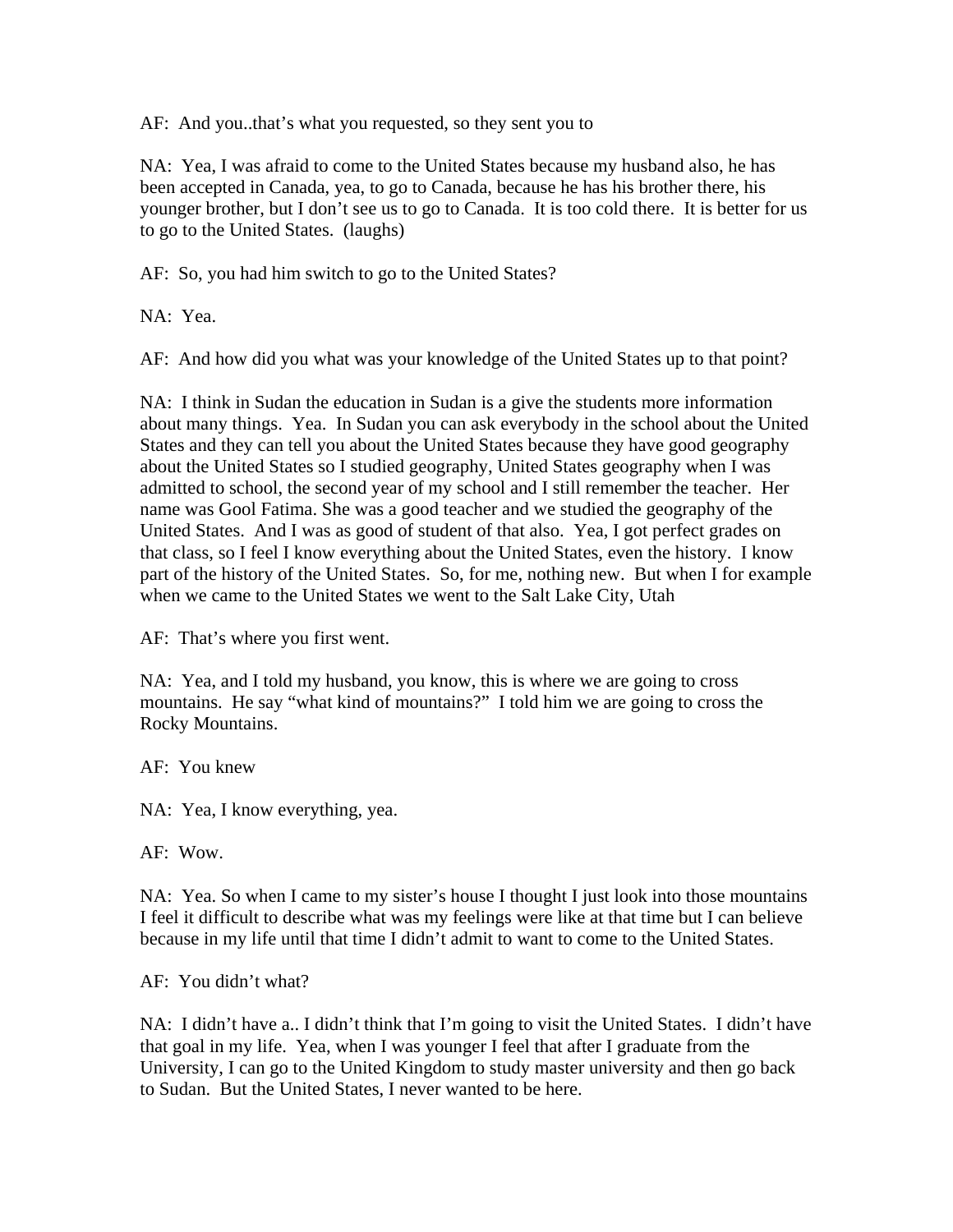AF: And you..that's what you requested, so they sent you to

NA: Yea, I was afraid to come to the United States because my husband also, he has been accepted in Canada, yea, to go to Canada, because he has his brother there, his younger brother, but I don't see us to go to Canada. It is too cold there. It is better for us to go to the United States. (laughs)

AF: So, you had him switch to go to the United States?

NA: Yea.

AF: And how did you what was your knowledge of the United States up to that point?

NA: I think in Sudan the education in Sudan is a give the students more information about many things. Yea. In Sudan you can ask everybody in the school about the United States and they can tell you about the United States because they have good geography about the United States so I studied geography, United States geography when I was admitted to school, the second year of my school and I still remember the teacher. Her name was Gool Fatima. She was a good teacher and we studied the geography of the United States. And I was as good of student of that also. Yea, I got perfect grades on that class, so I feel I know everything about the United States, even the history. I know part of the history of the United States. So, for me, nothing new. But when I for example when we came to the United States we went to the Salt Lake City, Utah

AF: That's where you first went.

NA: Yea, and I told my husband, you know, this is where we are going to cross mountains. He say "what kind of mountains?" I told him we are going to cross the Rocky Mountains.

AF: You knew

NA: Yea, I know everything, yea.

AF: Wow.

NA: Yea. So when I came to my sister's house I thought I just look into those mountains I feel it difficult to describe what was my feelings were like at that time but I can believe because in my life until that time I didn't admit to want to come to the United States.

AF: You didn't what?

NA: I didn't have a.. I didn't think that I'm going to visit the United States. I didn't have that goal in my life. Yea, when I was younger I feel that after I graduate from the University, I can go to the United Kingdom to study master university and then go back to Sudan. But the United States, I never wanted to be here.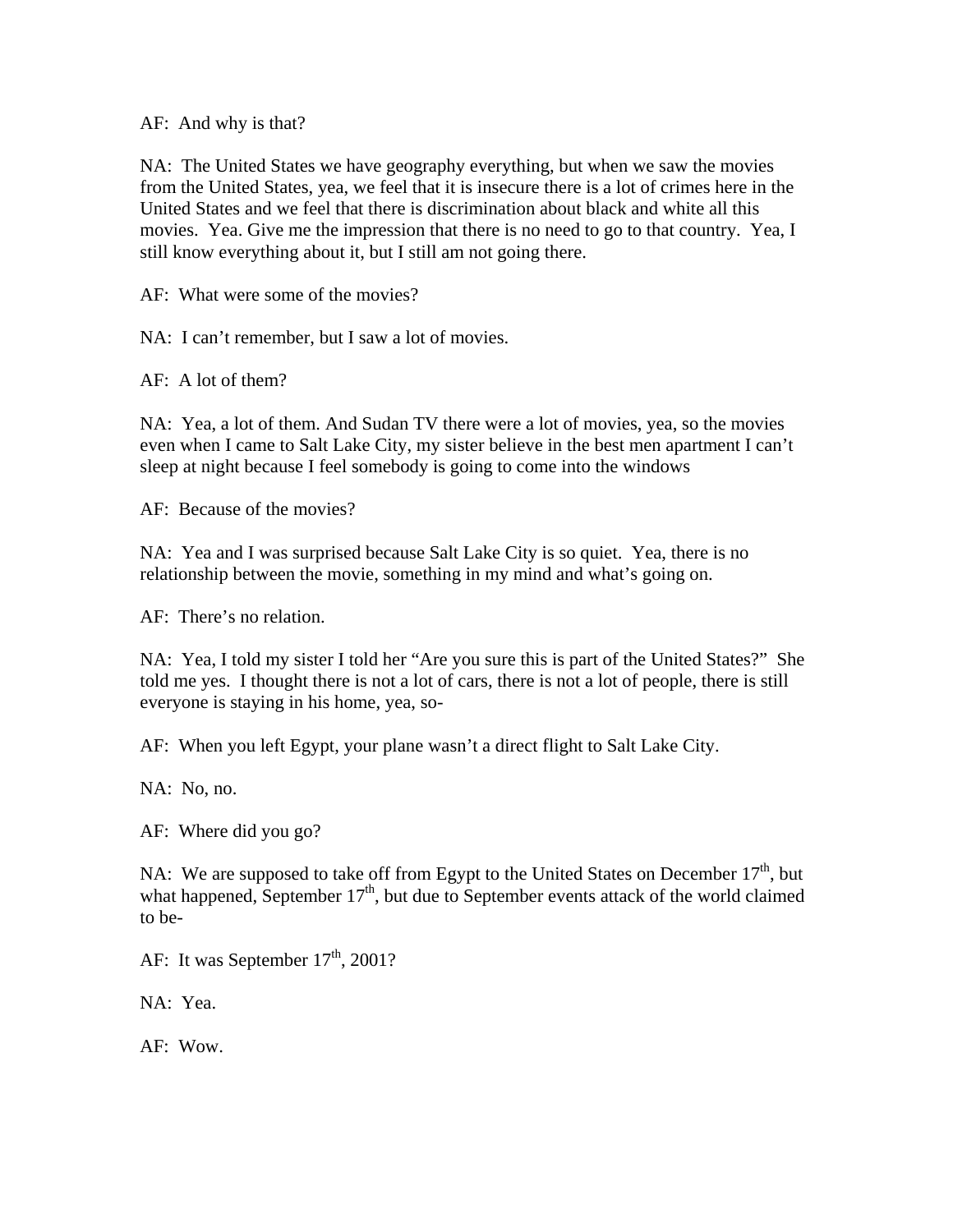AF: And why is that?

NA: The United States we have geography everything, but when we saw the movies from the United States, yea, we feel that it is insecure there is a lot of crimes here in the United States and we feel that there is discrimination about black and white all this movies. Yea. Give me the impression that there is no need to go to that country. Yea, I still know everything about it, but I still am not going there.

AF: What were some of the movies?

NA: I can't remember, but I saw a lot of movies.

AF: A lot of them?

NA: Yea, a lot of them. And Sudan TV there were a lot of movies, yea, so the movies even when I came to Salt Lake City, my sister believe in the best men apartment I can't sleep at night because I feel somebody is going to come into the windows

AF: Because of the movies?

NA: Yea and I was surprised because Salt Lake City is so quiet. Yea, there is no relationship between the movie, something in my mind and what's going on.

AF: There's no relation.

NA: Yea, I told my sister I told her "Are you sure this is part of the United States?" She told me yes. I thought there is not a lot of cars, there is not a lot of people, there is still everyone is staying in his home, yea, so-

AF: When you left Egypt, your plane wasn't a direct flight to Salt Lake City.

NA: No, no.

AF: Where did you go?

NA: We are supposed to take off from Egypt to the United States on December 17th, but what happened, September 17th, but due to September events attack of the world claimed to be-

AF: It was September 17th, 2001?

NA: Yea.

AF: Wow.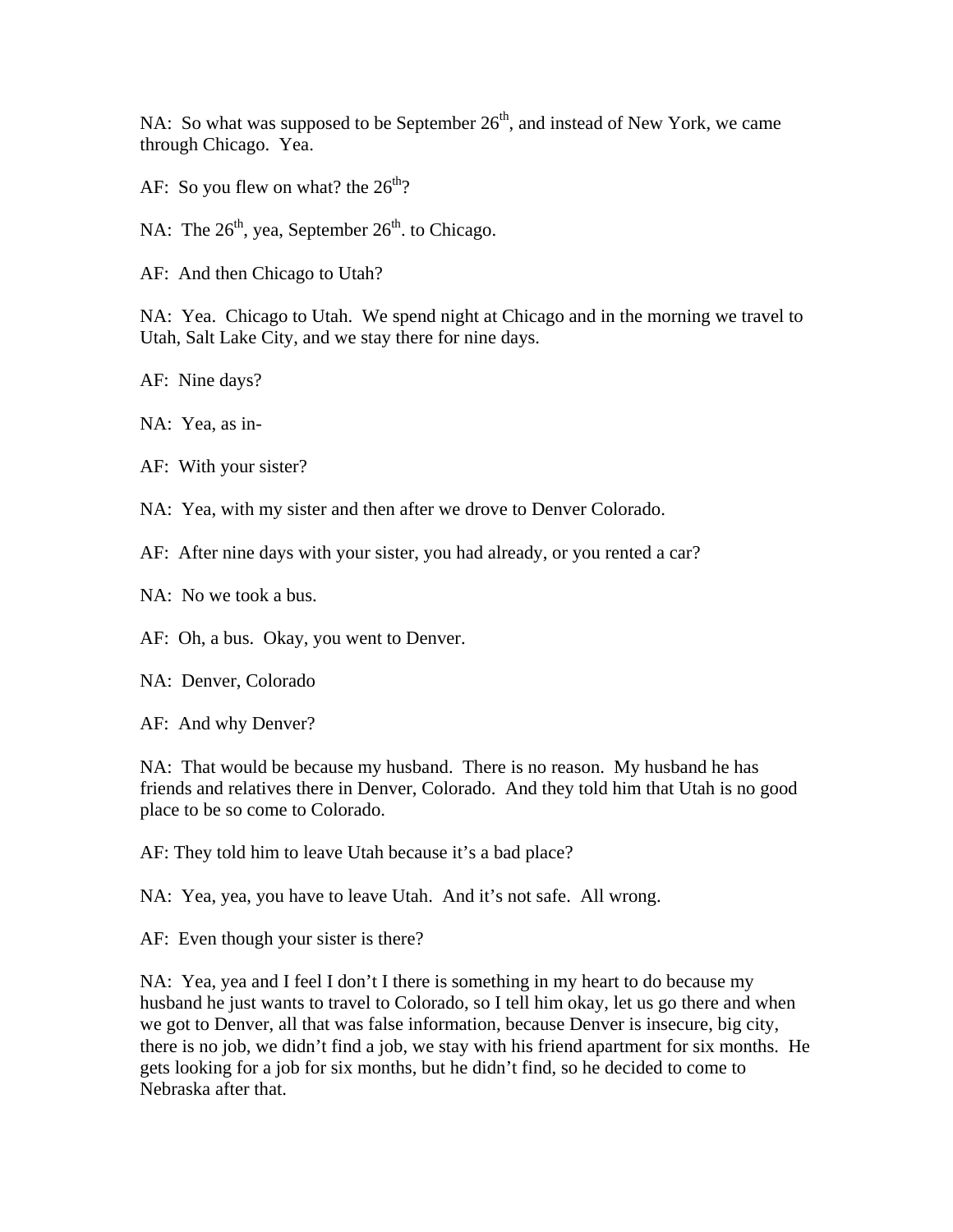NA: So what was supposed to be September 26th, and instead of New York, we came through Chicago. Yea.

AF: So you flew on what? the 26th?

NA: The 26th, yea, September 26th. to Chicago.

AF: And then Chicago to Utah?

NA: Yea. Chicago to Utah. We spend night at Chicago and in the morning we travel to Utah, Salt Lake City, and we stay there for nine days.

AF: Nine days?

NA: Yea, as in-

AF: With your sister?

NA: Yea, with my sister and then after we drove to Denver Colorado.

AF: After nine days with your sister, you had already, or you rented a car?

NA: No we took a bus.

AF: Oh, a bus. Okay, you went to Denver.

NA: Denver, Colorado

AF: And why Denver?

NA: That would be because my husband. There is no reason. My husband he has friends and relatives there in Denver, Colorado. And they told him that Utah is no good place to be so come to Colorado.

AF: They told him to leave Utah because it's a bad place?

NA: Yea, yea, you have to leave Utah. And it's not safe. All wrong.

AF: Even though your sister is there?

NA: Yea, yea and I feel I don't I there is something in my heart to do because my husband he just wants to travel to Colorado, so I tell him okay, let us go there and when we got to Denver, all that was false information, because Denver is insecure, big city, there is no job, we didn't find a job, we stay with his friend apartment for six months. He gets looking for a job for six months, but he didn't find, so he decided to come to Nebraska after that.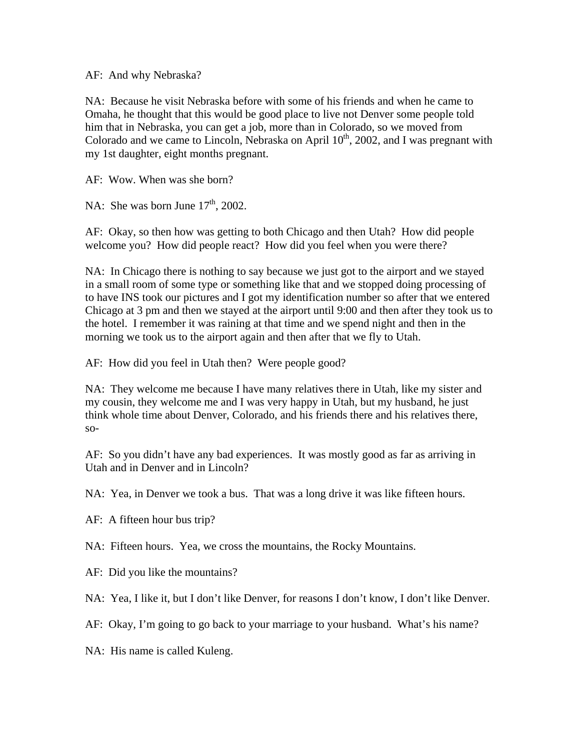AF: And why Nebraska?

NA: Because he visit Nebraska before with some of his friends and when he came to Omaha, he thought that this would be good place to live not Denver some people told him that in Nebraska, you can get a job, more than in Colorado, so we moved from Colorado and we came to Lincoln, Nebraska on April 10th, 2002, and I was pregnant with my 1st daughter, eight months pregnant.

AF: Wow. When was she born?

NA: She was born June 17th, 2002.

AF: Okay, so then how was getting to both Chicago and then Utah? How did people welcome you? How did people react? How did you feel when you were there?

NA: In Chicago there is nothing to say because we just got to the airport and we stayed in a small room of some type or something like that and we stopped doing processing of to have INS took our pictures and I got my identification number so after that we entered Chicago at 3 pm and then we stayed at the airport until 9:00 and then after they took us to the hotel. I remember it was raining at that time and we spend night and then in the morning we took us to the airport again and then after that we fly to Utah.

AF: How did you feel in Utah then? Were people good?

NA: They welcome me because I have many relatives there in Utah, like my sister and my cousin, they welcome me and I was very happy in Utah, but my husband, he just think whole time about Denver, Colorado, and his friends there and his relatives there, so-

AF: So you didn't have any bad experiences. It was mostly good as far as arriving in Utah and in Denver and in Lincoln?

NA: Yea, in Denver we took a bus. That was a long drive it was like fifteen hours.

AF: A fifteen hour bus trip?

NA: Fifteen hours. Yea, we cross the mountains, the Rocky Mountains.

AF: Did you like the mountains?

NA: Yea, I like it, but I don't like Denver, for reasons I don't know, I don't like Denver.

AF: Okay, I'm going to go back to your marriage to your husband. What's his name?

NA: His name is called Kuleng.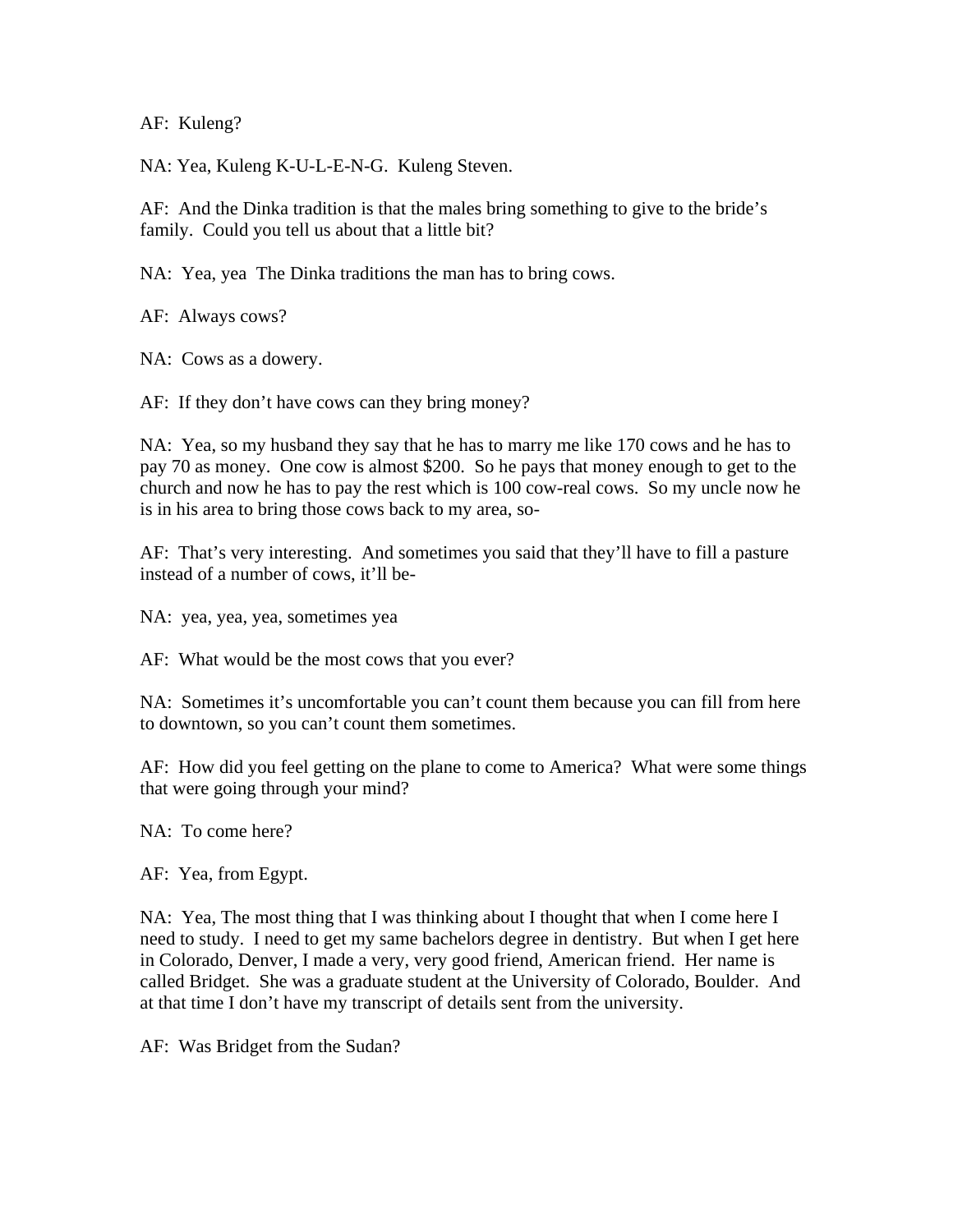AF: Kuleng?

NA: Yea, Kuleng K-U-L-E-N-G. Kuleng Steven.

AF: And the Dinka tradition is that the males bring something to give to the bride's family. Could you tell us about that a little bit?

NA: Yea, yea The Dinka traditions the man has to bring cows.

AF: Always cows?

NA: Cows as a dowery.

AF: If they don't have cows can they bring money?

NA: Yea, so my husband they say that he has to marry me like 170 cows and he has to pay 70 as money. One cow is almost $200. So he pays that money enough to get to the church and now he has to pay the rest which is 100 cow-real cows. So my uncle now he is in his area to bring those cows back to my area, so-

AF: That's very interesting. And sometimes you said that they'll have to fill a pasture instead of a number of cows, it'll be-

NA: yea, yea, yea, sometimes yea

AF: What would be the most cows that you ever?

NA: Sometimes it's uncomfortable you can't count them because you can fill from here to downtown, so you can't count them sometimes.

AF: How did you feel getting on the plane to come to America? What were some things that were going through your mind?

NA: To come here?

AF: Yea, from Egypt.

NA: Yea, The most thing that I was thinking about I thought that when I come here I need to study. I need to get my same bachelors degree in dentistry. But when I get here in Colorado, Denver, I made a very, very good friend, American friend. Her name is called Bridget. She was a graduate student at the University of Colorado, Boulder. And at that time I don't have my transcript of details sent from the university.

AF: Was Bridget from the Sudan?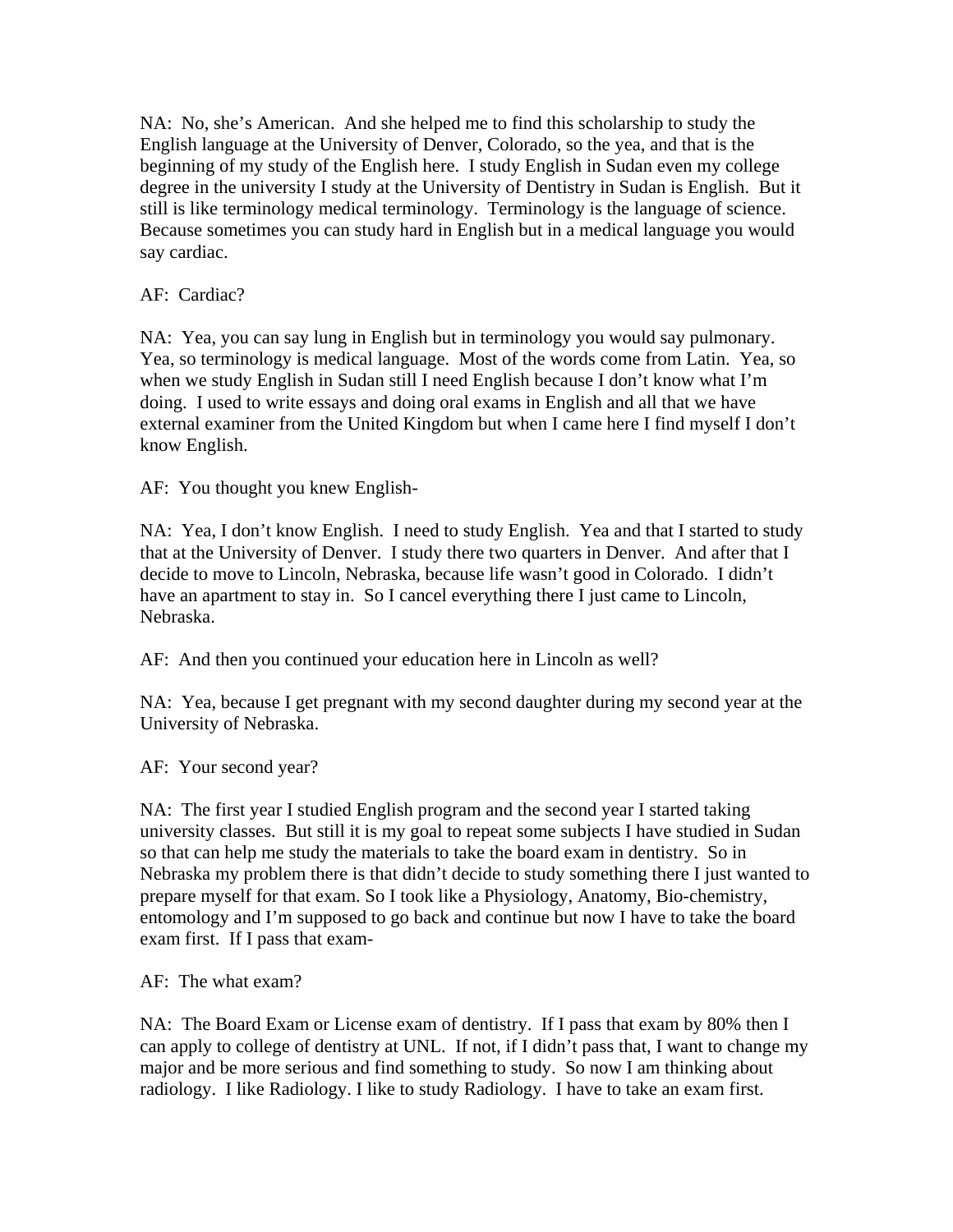NA: No, she's American. And she helped me to find this scholarship to study the English language at the University of Denver, Colorado, so the yea, and that is the beginning of my study of the English here. I study English in Sudan even my college degree in the university I study at the University of Dentistry in Sudan is English. But it still is like terminology medical terminology. Terminology is the language of science. Because sometimes you can study hard in English but in a medical language you would say cardiac.

AF: Cardiac?

NA: Yea, you can say lung in English but in terminology you would say pulmonary. Yea, so terminology is medical language. Most of the words come from Latin. Yea, so when we study English in Sudan still I need English because I don't know what I'm doing. I used to write essays and doing oral exams in English and all that we have external examiner from the United Kingdom but when I came here I find myself I don't know English.

AF: You thought you knew English-

NA: Yea, I don't know English. I need to study English. Yea and that I started to study that at the University of Denver. I study there two quarters in Denver. And after that I decide to move to Lincoln, Nebraska, because life wasn't good in Colorado. I didn't have an apartment to stay in. So I cancel everything there I just came to Lincoln, Nebraska.

AF: And then you continued your education here in Lincoln as well?

NA: Yea, because I get pregnant with my second daughter during my second year at the University of Nebraska.

AF: Your second year?

NA: The first year I studied English program and the second year I started taking university classes. But still it is my goal to repeat some subjects I have studied in Sudan so that can help me study the materials to take the board exam in dentistry. So in Nebraska my problem there is that didn't decide to study something there I just wanted to prepare myself for that exam. So I took like a Physiology, Anatomy, Bio-chemistry, entomology and I'm supposed to go back and continue but now I have to take the board exam first. If I pass that exam-

AF: The what exam?

NA: The Board Exam or License exam of dentistry. If I pass that exam by 80% then I can apply to college of dentistry at UNL. If not, if I didn't pass that, I want to change my major and be more serious and find something to study. So now I am thinking about radiology. I like Radiology. I like to study Radiology. I have to take an exam first.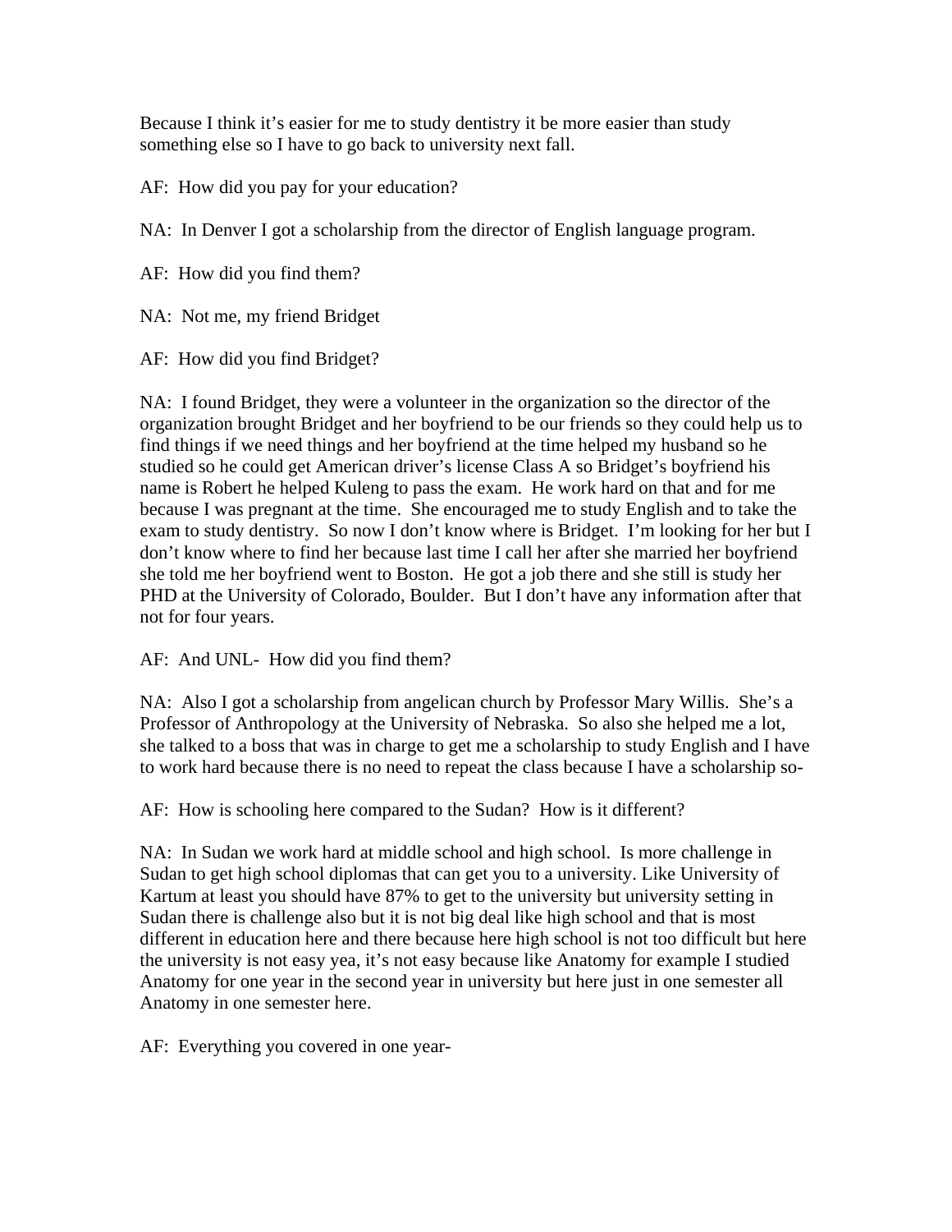Because I think it's easier for me to study dentistry it be more easier than study something else so I have to go back to university next fall.

AF: How did you pay for your education?

NA: In Denver I got a scholarship from the director of English language program.

AF: How did you find them?

NA: Not me, my friend Bridget

AF: How did you find Bridget?

NA: I found Bridget, they were a volunteer in the organization so the director of the organization brought Bridget and her boyfriend to be our friends so they could help us to find things if we need things and her boyfriend at the time helped my husband so he studied so he could get American driver's license Class A so Bridget's boyfriend his name is Robert he helped Kuleng to pass the exam. He work hard on that and for me because I was pregnant at the time. She encouraged me to study English and to take the exam to study dentistry. So now I don't know where is Bridget. I'm looking for her but I don't know where to find her because last time I call her after she married her boyfriend she told me her boyfriend went to Boston. He got a job there and she still is study her PHD at the University of Colorado, Boulder. But I don't have any information after that not for four years.

AF: And UNL- How did you find them?

NA: Also I got a scholarship from angelican church by Professor Mary Willis. She's a Professor of Anthropology at the University of Nebraska. So also she helped me a lot, she talked to a boss that was in charge to get me a scholarship to study English and I have to work hard because there is no need to repeat the class because I have a scholarship so-

AF: How is schooling here compared to the Sudan? How is it different?

NA: In Sudan we work hard at middle school and high school. Is more challenge in Sudan to get high school diplomas that can get you to a university. Like University of Kartum at least you should have 87% to get to the university but university setting in Sudan there is challenge also but it is not big deal like high school and that is most different in education here and there because here high school is not too difficult but here the university is not easy yea, it's not easy because like Anatomy for example I studied Anatomy for one year in the second year in university but here just in one semester all Anatomy in one semester here.

AF: Everything you covered in one year-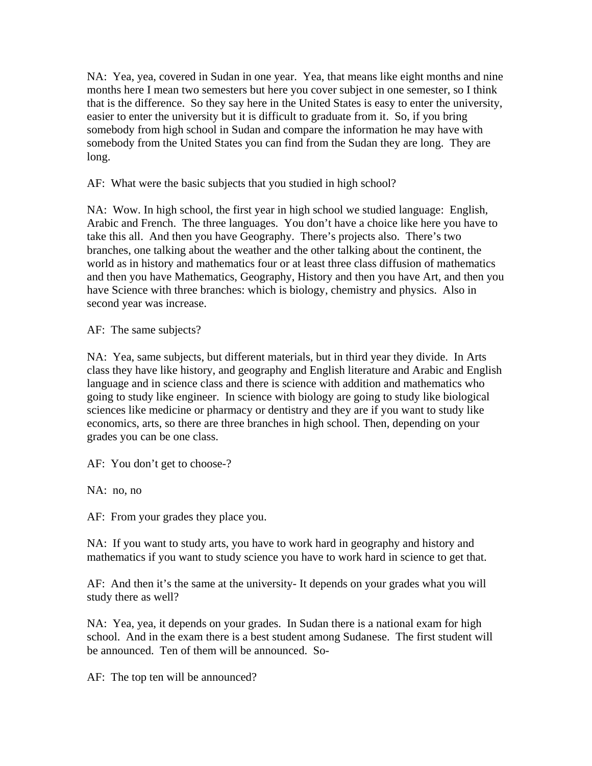NA: Yea, yea, covered in Sudan in one year. Yea, that means like eight months and nine months here I mean two semesters but here you cover subject in one semester, so I think that is the difference. So they say here in the United States is easy to enter the university, easier to enter the university but it is difficult to graduate from it. So, if you bring somebody from high school in Sudan and compare the information he may have with somebody from the United States you can find from the Sudan they are long. They are long.

AF: What were the basic subjects that you studied in high school?

NA: Wow. In high school, the first year in high school we studied language: English, Arabic and French. The three languages. You don't have a choice like here you have to take this all. And then you have Geography. There's projects also. There's two branches, one talking about the weather and the other talking about the continent, the world as in history and mathematics four or at least three class diffusion of mathematics and then you have Mathematics, Geography, History and then you have Art, and then you have Science with three branches: which is biology, chemistry and physics. Also in second year was increase.

AF: The same subjects?

NA: Yea, same subjects, but different materials, but in third year they divide. In Arts class they have like history, and geography and English literature and Arabic and English language and in science class and there is science with addition and mathematics who going to study like engineer. In science with biology are going to study like biological sciences like medicine or pharmacy or dentistry and they are if you want to study like economics, arts, so there are three branches in high school. Then, depending on your grades you can be one class.

AF: You don't get to choose-?

NA: no, no

AF: From your grades they place you.

NA: If you want to study arts, you have to work hard in geography and history and mathematics if you want to study science you have to work hard in science to get that.

AF: And then it's the same at the university- It depends on your grades what you will study there as well?

NA: Yea, yea, it depends on your grades. In Sudan there is a national exam for high school. And in the exam there is a best student among Sudanese. The first student will be announced. Ten of them will be announced. So-

AF: The top ten will be announced?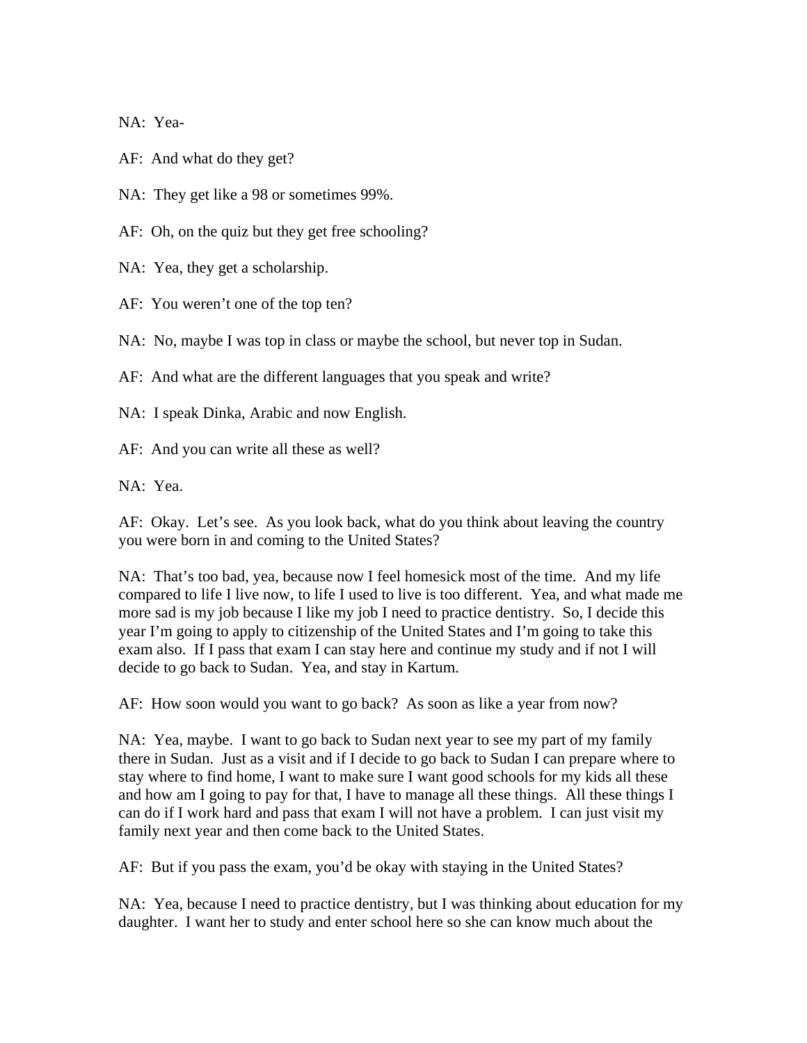NA:  Yea-

AF:  And what do they get?

NA:  They get like a 98 or sometimes 99%.

AF:  Oh, on the quiz but they get free schooling?

NA:  Yea, they get a scholarship.

AF:  You weren't one of the top ten?

NA:  No, maybe I was top in class or maybe the school, but never top in Sudan.

AF:  And what are the different languages that you speak and write?

NA:  I speak Dinka, Arabic and now English.

AF:  And you can write all these as well?

NA:  Yea.

AF:  Okay.  Let's see.  As you look back, what do you think about leaving the country you were born in and coming to the United States?

NA:  That's too bad, yea, because now I feel homesick most of the time.  And my life compared to life I live now, to life I used to live is too different.  Yea, and what made me more sad is my job because I like my job I need to practice dentistry.  So, I decide this year I'm going to apply to citizenship of the United States and I'm going to take this exam also.  If I pass that exam I can stay here and continue my study and if not I will decide to go back to Sudan.  Yea, and stay in Kartum.

AF:  How soon would you want to go back?  As soon as like a year from now?

NA:  Yea, maybe.  I want to go back to Sudan next year to see my part of my family there in Sudan.  Just as a visit and if I decide to go back to Sudan I can prepare where to stay where to find home, I want to make sure I want good schools for my kids all these and how am I going to pay for that, I have to manage all these things.  All these things I can do if I work hard and pass that exam I will not have a problem.  I can just visit my family next year and then come back to the United States.

AF:  But if you pass the exam, you'd be okay with staying in the United States?

NA:  Yea, because I need to practice dentistry, but I was thinking about education for my daughter.  I want her to study and enter school here so she can know much about the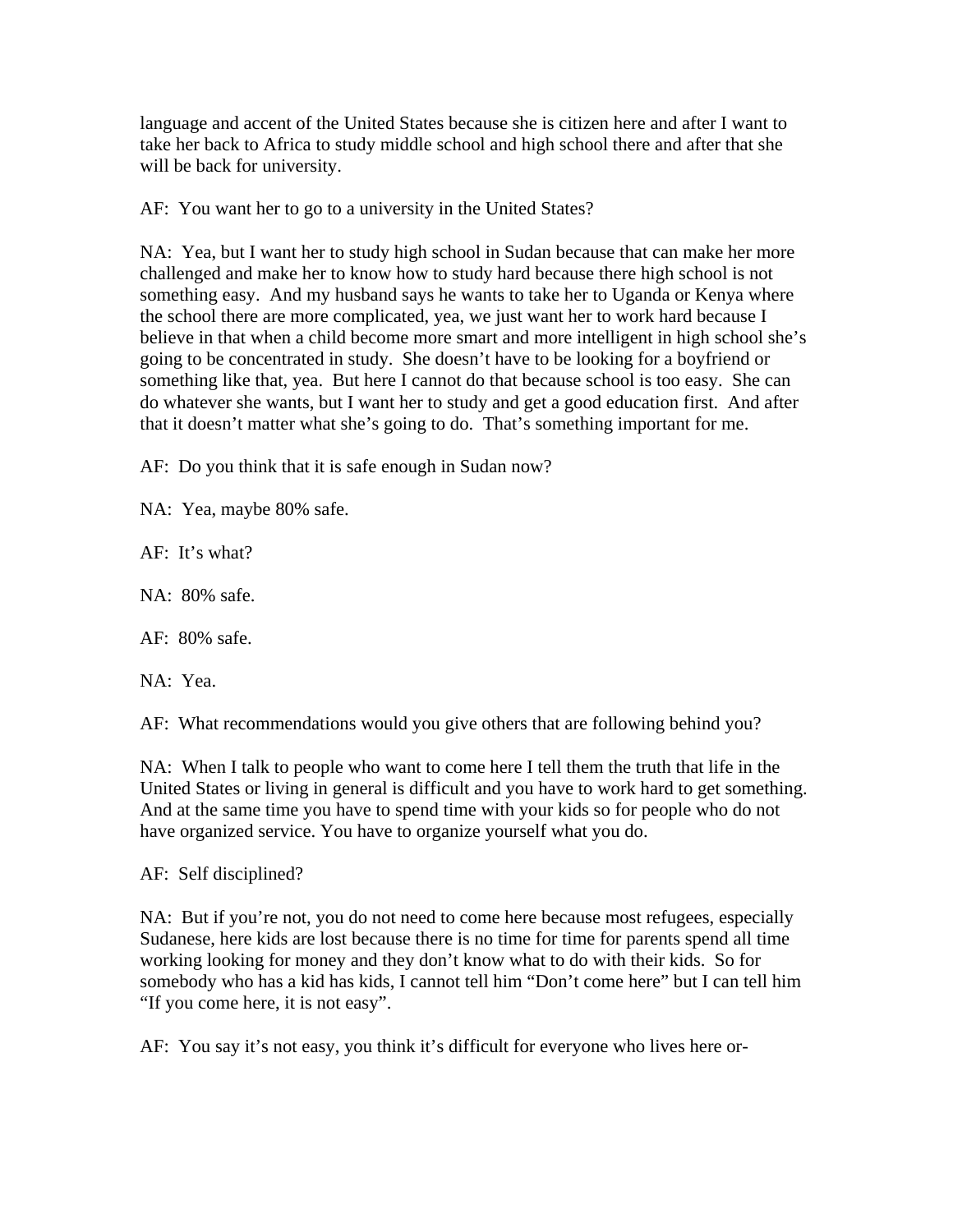language and accent of the United States because she is citizen here and after I want to take her back to Africa to study middle school and high school there and after that she will be back for university.

AF: You want her to go to a university in the United States?

NA: Yea, but I want her to study high school in Sudan because that can make her more challenged and make her to know how to study hard because there high school is not something easy. And my husband says he wants to take her to Uganda or Kenya where the school there are more complicated, yea, we just want her to work hard because I believe in that when a child become more smart and more intelligent in high school she's going to be concentrated in study. She doesn't have to be looking for a boyfriend or something like that, yea. But here I cannot do that because school is too easy. She can do whatever she wants, but I want her to study and get a good education first. And after that it doesn't matter what she's going to do. That's something important for me.

AF: Do you think that it is safe enough in Sudan now?

NA: Yea, maybe 80% safe.

AF: It's what?

NA: 80% safe.

AF: 80% safe.

NA: Yea.

AF: What recommendations would you give others that are following behind you?

NA: When I talk to people who want to come here I tell them the truth that life in the United States or living in general is difficult and you have to work hard to get something. And at the same time you have to spend time with your kids so for people who do not have organized service. You have to organize yourself what you do.

AF: Self disciplined?

NA: But if you're not, you do not need to come here because most refugees, especially Sudanese, here kids are lost because there is no time for time for parents spend all time working looking for money and they don't know what to do with their kids. So for somebody who has a kid has kids, I cannot tell him "Don't come here" but I can tell him "If you come here, it is not easy".

AF: You say it's not easy, you think it's difficult for everyone who lives here or-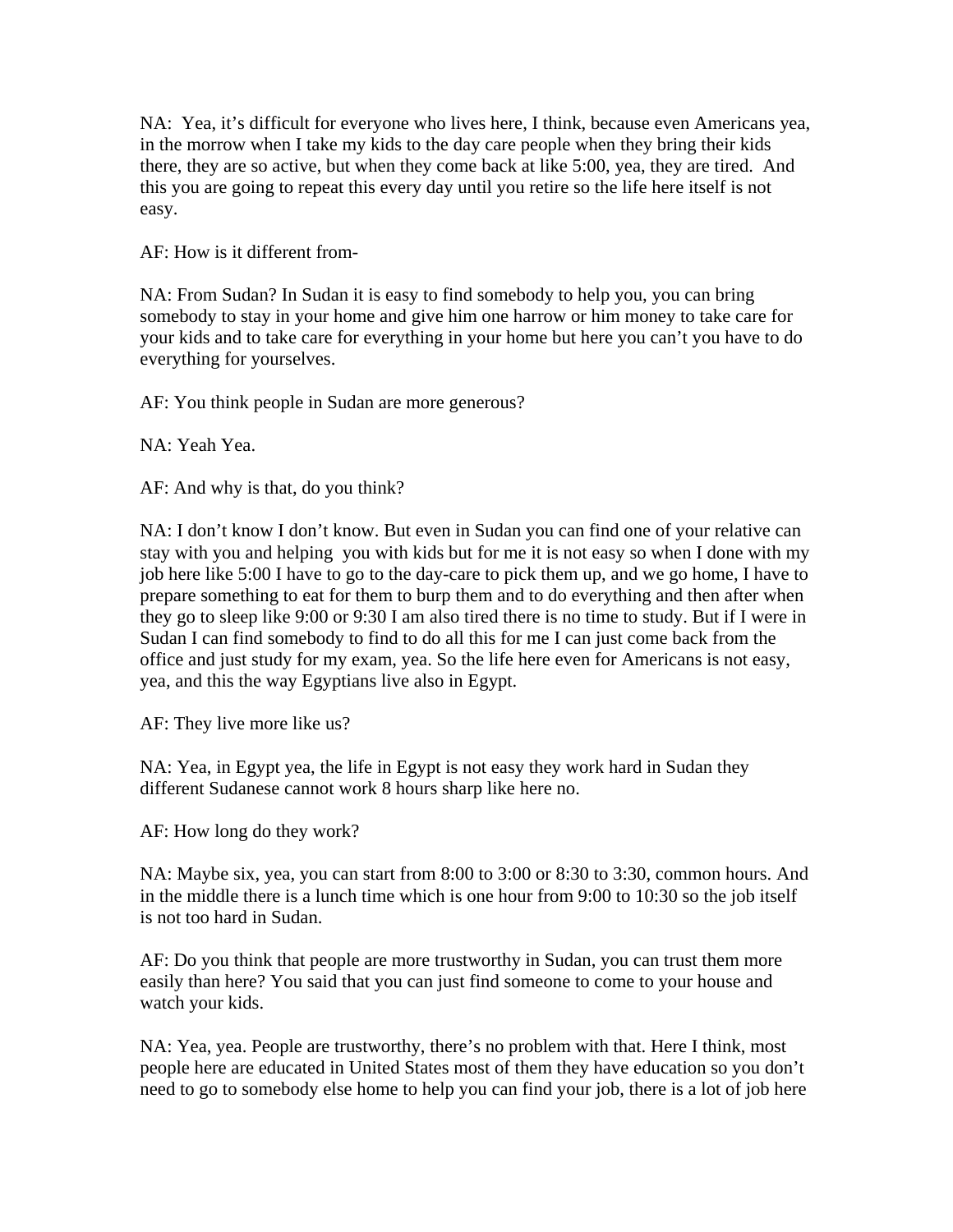NA: Yea, it's difficult for everyone who lives here, I think, because even Americans yea, in the morrow when I take my kids to the day care people when they bring their kids there, they are so active, but when they come back at like 5:00, yea, they are tired. And this you are going to repeat this every day until you retire so the life here itself is not easy.

AF: How is it different from-

NA: From Sudan? In Sudan it is easy to find somebody to help you, you can bring somebody to stay in your home and give him one harrow or him money to take care for your kids and to take care for everything in your home but here you can't you have to do everything for yourselves.

AF: You think people in Sudan are more generous?

NA: Yeah Yea.

AF: And why is that, do you think?

NA: I don't know I don't know. But even in Sudan you can find one of your relative can stay with you and helping you with kids but for me it is not easy so when I done with my job here like 5:00 I have to go to the day-care to pick them up, and we go home, I have to prepare something to eat for them to burp them and to do everything and then after when they go to sleep like 9:00 or 9:30 I am also tired there is no time to study. But if I were in Sudan I can find somebody to find to do all this for me I can just come back from the office and just study for my exam, yea. So the life here even for Americans is not easy, yea, and this the way Egyptians live also in Egypt.

AF: They live more like us?

NA: Yea, in Egypt yea, the life in Egypt is not easy they work hard in Sudan they different Sudanese cannot work 8 hours sharp like here no.

AF: How long do they work?

NA: Maybe six, yea, you can start from 8:00 to 3:00 or 8:30 to 3:30, common hours. And in the middle there is a lunch time which is one hour from 9:00 to 10:30 so the job itself is not too hard in Sudan.

AF: Do you think that people are more trustworthy in Sudan, you can trust them more easily than here? You said that you can just find someone to come to your house and watch your kids.

NA: Yea, yea. People are trustworthy, there's no problem with that. Here I think, most people here are educated in United States most of them they have education so you don't need to go to somebody else home to help you can find your job, there is a lot of job here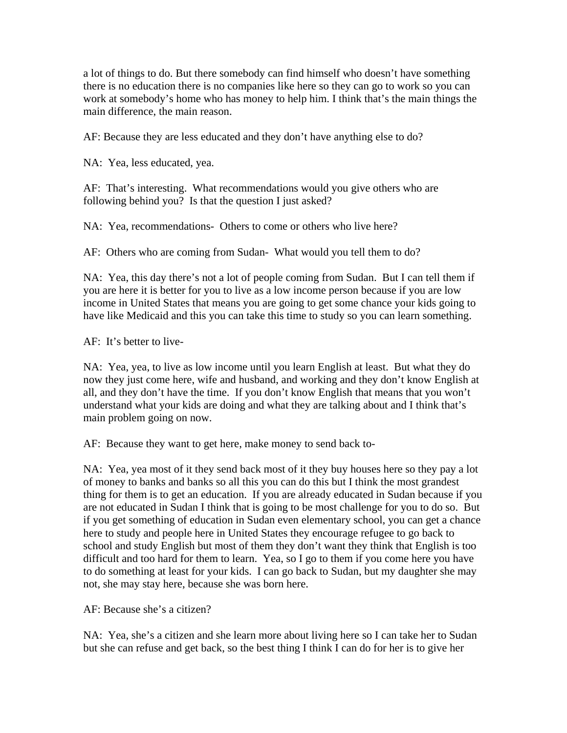a lot of things to do. But there somebody can find himself who doesn't have something there is no education there is no companies like here so they can go to work so you can work at somebody's home who has money to help him. I think that's the main things the main difference, the main reason.

AF: Because they are less educated and they don't have anything else to do?

NA: Yea, less educated, yea.

AF: That's interesting. What recommendations would you give others who are following behind you? Is that the question I just asked?

NA: Yea, recommendations- Others to come or others who live here?

AF: Others who are coming from Sudan- What would you tell them to do?

NA: Yea, this day there's not a lot of people coming from Sudan. But I can tell them if you are here it is better for you to live as a low income person because if you are low income in United States that means you are going to get some chance your kids going to have like Medicaid and this you can take this time to study so you can learn something.

AF: It's better to live-

NA: Yea, yea, to live as low income until you learn English at least. But what they do now they just come here, wife and husband, and working and they don't know English at all, and they don't have the time. If you don't know English that means that you won't understand what your kids are doing and what they are talking about and I think that's main problem going on now.

AF: Because they want to get here, make money to send back to-

NA: Yea, yea most of it they send back most of it they buy houses here so they pay a lot of money to banks and banks so all this you can do this but I think the most grandest thing for them is to get an education. If you are already educated in Sudan because if you are not educated in Sudan I think that is going to be most challenge for you to do so. But if you get something of education in Sudan even elementary school, you can get a chance here to study and people here in United States they encourage refugee to go back to school and study English but most of them they don't want they think that English is too difficult and too hard for them to learn. Yea, so I go to them if you come here you have to do something at least for your kids. I can go back to Sudan, but my daughter she may not, she may stay here, because she was born here.

AF: Because she's a citizen?

NA: Yea, she's a citizen and she learn more about living here so I can take her to Sudan but she can refuse and get back, so the best thing I think I can do for her is to give her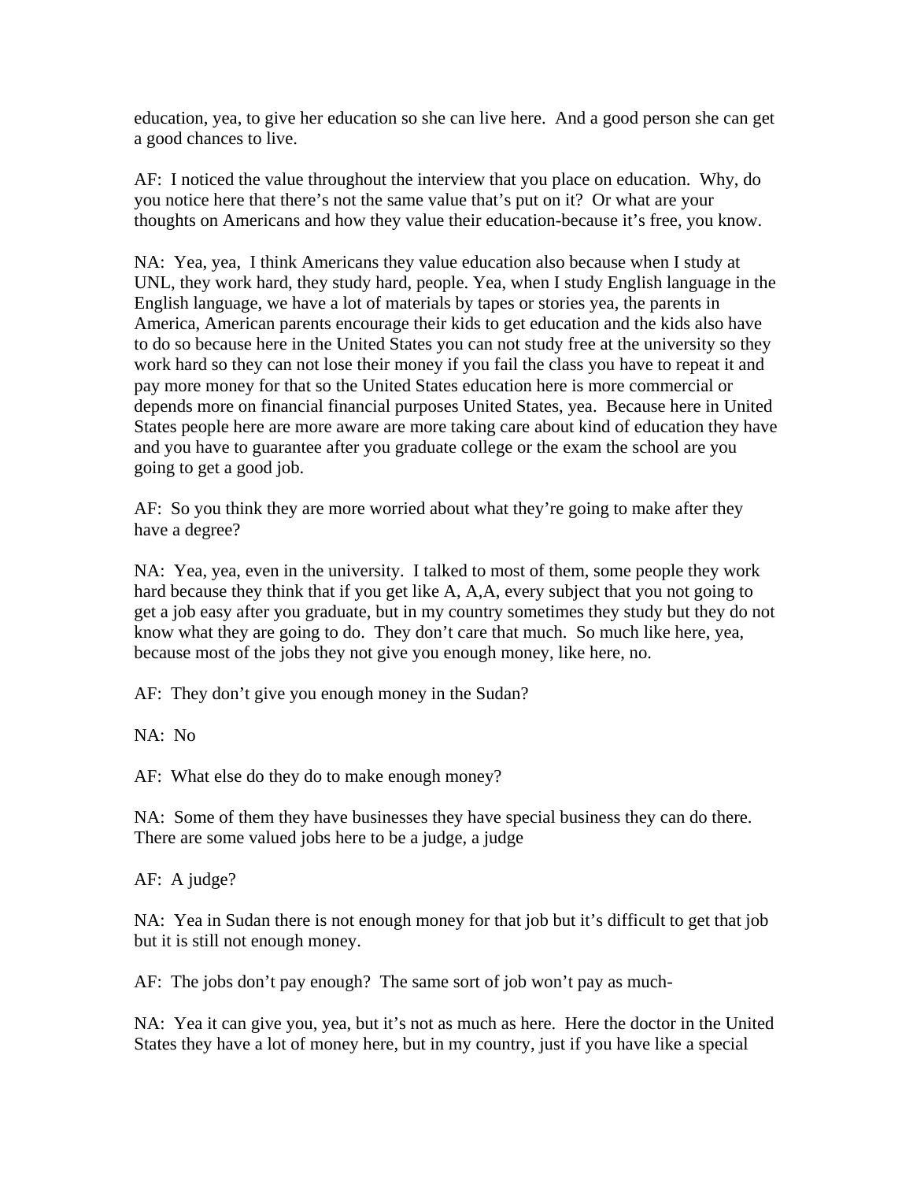education, yea, to give her education so she can live here.  And a good person she can get a good chances to live.

AF:  I noticed the value throughout the interview that you place on education.  Why, do you notice here that there's not the same value that's put on it?  Or what are your thoughts on Americans and how they value their education-because it's free, you know.

NA:  Yea, yea,  I think Americans they value education also because when I study at UNL, they work hard, they study hard, people. Yea, when I study English language in the English language, we have a lot of materials by tapes or stories yea, the parents in America, American parents encourage their kids to get education and the kids also have to do so because here in the United States you can not study free at the university so they work hard so they can not lose their money if you fail the class you have to repeat it and pay more money for that so the United States education here is more commercial or depends more on financial financial purposes United States, yea.  Because here in United States people here are more aware are more taking care about kind of education they have and you have to guarantee after you graduate college or the exam the school are you going to get a good job.

AF:  So you think they are more worried about what they're going to make after they have a degree?

NA:  Yea, yea, even in the university.  I talked to most of them, some people they work hard because they think that if you get like A, A,A, every subject that you not going to get a job easy after you graduate, but in my country sometimes they study but they do not know what they are going to do.  They don't care that much.  So much like here, yea, because most of the jobs they not give you enough money, like here, no.

AF:  They don't give you enough money in the Sudan?

NA:  No

AF:  What else do they do to make enough money?

NA:  Some of them they have businesses they have special business they can do there.  There are some valued jobs here to be a judge, a judge

AF:  A judge?

NA:  Yea in Sudan there is not enough money for that job but it's difficult to get that job but it is still not enough money.

AF:  The jobs don't pay enough?  The same sort of job won't pay as much-

NA:  Yea it can give you, yea, but it's not as much as here.  Here the doctor in the United States they have a lot of money here, but in my country, just if you have like a special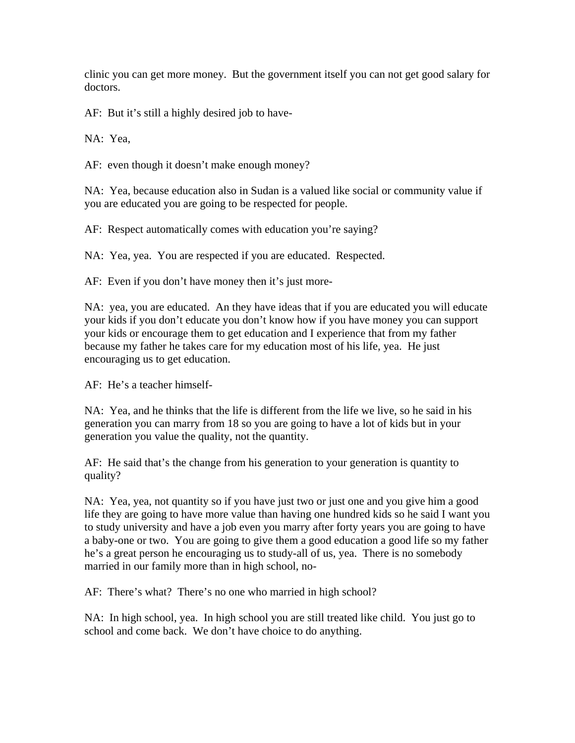clinic you can get more money. But the government itself you can not get good salary for doctors.

AF: But it's still a highly desired job to have-

NA: Yea,

AF: even though it doesn't make enough money?

NA: Yea, because education also in Sudan is a valued like social or community value if you are educated you are going to be respected for people.

AF: Respect automatically comes with education you're saying?

NA: Yea, yea. You are respected if you are educated. Respected.

AF: Even if you don't have money then it's just more-

NA: yea, you are educated. An they have ideas that if you are educated you will educate your kids if you don't educate you don't know how if you have money you can support your kids or encourage them to get education and I experience that from my father because my father he takes care for my education most of his life, yea. He just encouraging us to get education.

AF: He's a teacher himself-

NA: Yea, and he thinks that the life is different from the life we live, so he said in his generation you can marry from 18 so you are going to have a lot of kids but in your generation you value the quality, not the quantity.

AF: He said that's the change from his generation to your generation is quantity to quality?

NA: Yea, yea, not quantity so if you have just two or just one and you give him a good life they are going to have more value than having one hundred kids so he said I want you to study university and have a job even you marry after forty years you are going to have a baby-one or two. You are going to give them a good education a good life so my father he's a great person he encouraging us to study-all of us, yea. There is no somebody married in our family more than in high school, no-

AF: There's what? There's no one who married in high school?

NA: In high school, yea. In high school you are still treated like child. You just go to school and come back. We don't have choice to do anything.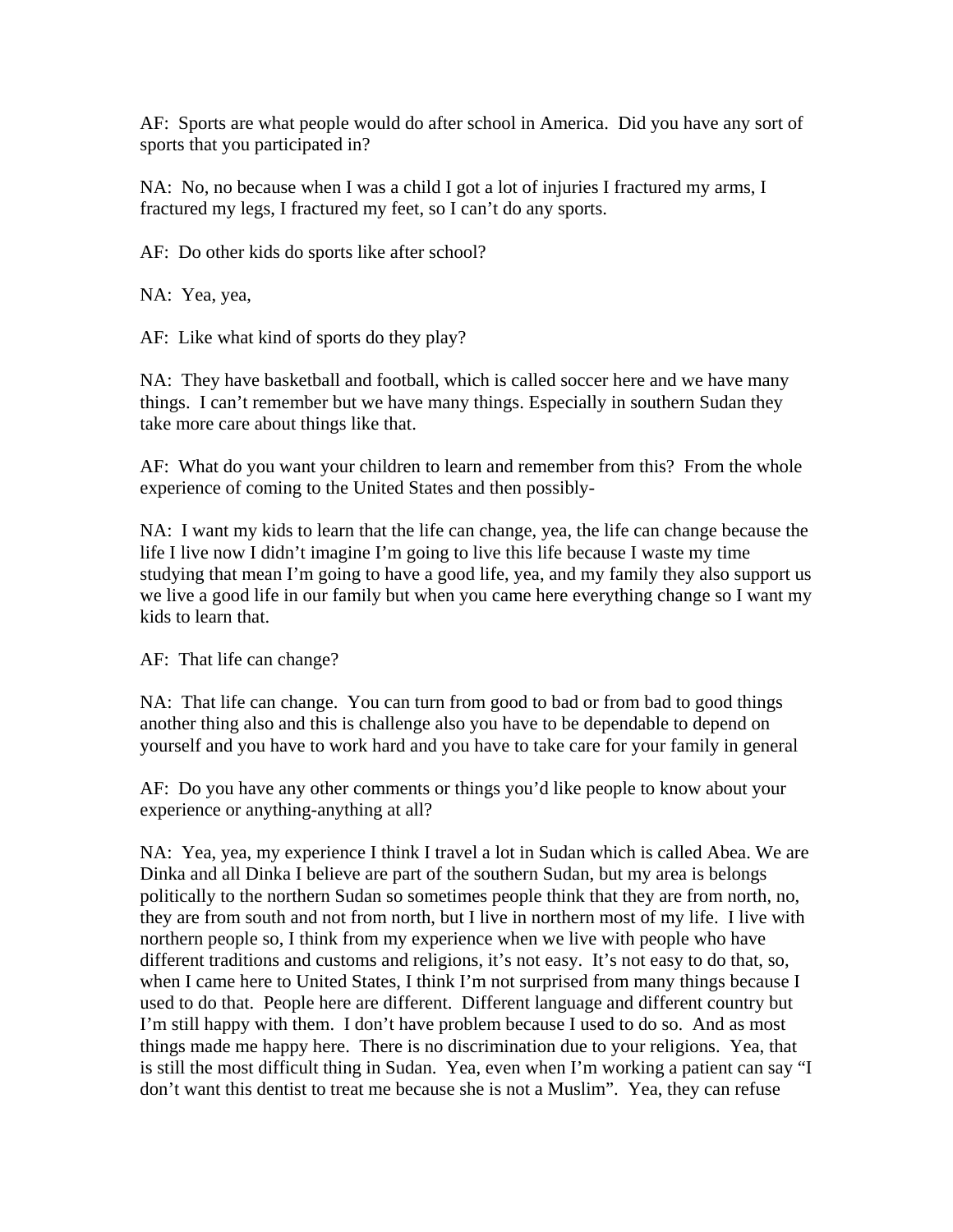AF: Sports are what people would do after school in America. Did you have any sort of sports that you participated in?

NA: No, no because when I was a child I got a lot of injuries I fractured my arms, I fractured my legs, I fractured my feet, so I can't do any sports.

AF: Do other kids do sports like after school?

NA: Yea, yea,

AF: Like what kind of sports do they play?

NA: They have basketball and football, which is called soccer here and we have many things. I can't remember but we have many things. Especially in southern Sudan they take more care about things like that.

AF: What do you want your children to learn and remember from this? From the whole experience of coming to the United States and then possibly-

NA: I want my kids to learn that the life can change, yea, the life can change because the life I live now I didn't imagine I'm going to live this life because I waste my time studying that mean I'm going to have a good life, yea, and my family they also support us we live a good life in our family but when you came here everything change so I want my kids to learn that.

AF: That life can change?

NA: That life can change. You can turn from good to bad or from bad to good things another thing also and this is challenge also you have to be dependable to depend on yourself and you have to work hard and you have to take care for your family in general

AF: Do you have any other comments or things you'd like people to know about your experience or anything-anything at all?

NA: Yea, yea, my experience I think I travel a lot in Sudan which is called Abea. We are Dinka and all Dinka I believe are part of the southern Sudan, but my area is belongs politically to the northern Sudan so sometimes people think that they are from north, no, they are from south and not from north, but I live in northern most of my life. I live with northern people so, I think from my experience when we live with people who have different traditions and customs and religions, it's not easy. It's not easy to do that, so, when I came here to United States, I think I'm not surprised from many things because I used to do that. People here are different. Different language and different country but I'm still happy with them. I don't have problem because I used to do so. And as most things made me happy here. There is no discrimination due to your religions. Yea, that is still the most difficult thing in Sudan. Yea, even when I'm working a patient can say "I don't want this dentist to treat me because she is not a Muslim". Yea, they can refuse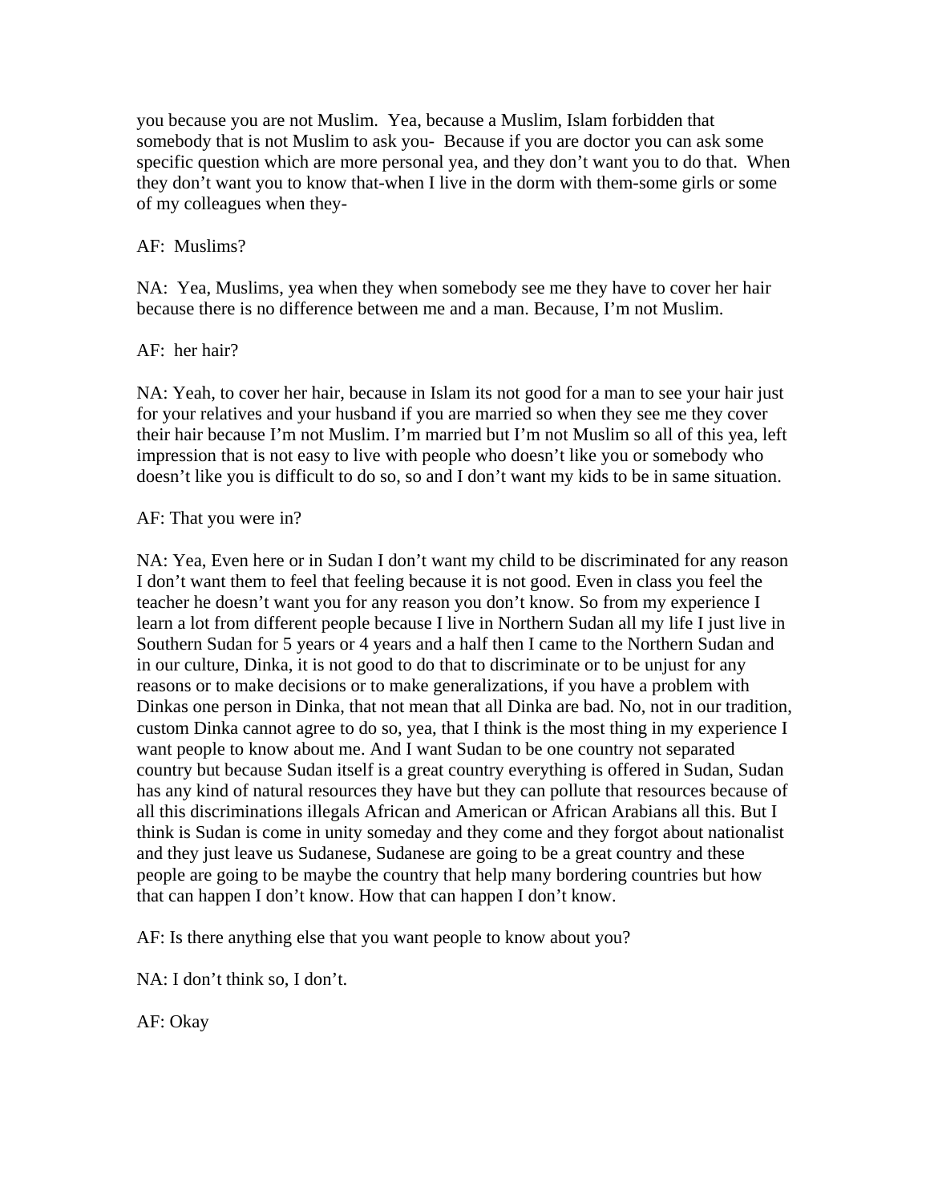you because you are not Muslim.  Yea, because a Muslim, Islam forbidden that somebody that is not Muslim to ask you-  Because if you are doctor you can ask some specific question which are more personal yea, and they don't want you to do that.  When they don't want you to know that-when I live in the dorm with them-some girls or some of my colleagues when they-

AF:  Muslims?

NA:  Yea, Muslims, yea when they when somebody see me they have to cover her hair because there is no difference between me and a man. Because, I'm not Muslim.

AF:  her hair?

NA: Yeah, to cover her hair, because in Islam its not good for a man to see your hair just for your relatives and your husband if you are married so when they see me they cover their hair because I'm not Muslim. I'm married but I'm not Muslim so all of this yea, left impression that is not easy to live with people who doesn't like you or somebody who doesn't like you is difficult to do so, so and I don't want my kids to be in same situation.

AF: That you were in?

NA: Yea, Even here or in Sudan I don't want my child to be discriminated for any reason I don't want them to feel that feeling because it is not good. Even in class you feel the teacher he doesn't want you for any reason you don't know. So from my experience I learn a lot from different people because I live in Northern Sudan all my life I just live in Southern Sudan for 5 years or 4 years and a half then I came to the Northern Sudan and in our culture, Dinka, it is not good to do that to discriminate or to be unjust for any reasons or to make decisions or to make generalizations, if you have a problem with Dinkas one person in Dinka, that not mean that all Dinka are bad. No, not in our tradition, custom Dinka cannot agree to do so, yea, that I think is the most thing in my experience I want people to know about me. And I want Sudan to be one country not separated country but because Sudan itself is a great country everything is offered in Sudan, Sudan has any kind of natural resources they have but they can pollute that resources because of all this discriminations illegals African and American or African Arabians all this. But I think is Sudan is come in unity someday and they come and they forgot about nationalist and they just leave us Sudanese, Sudanese are going to be a great country and these people are going to be maybe the country that help many bordering countries but how that can happen I don't know. How that can happen I don't know.

AF: Is there anything else that you want people to know about you?

NA: I don't think so, I don't.

AF: Okay